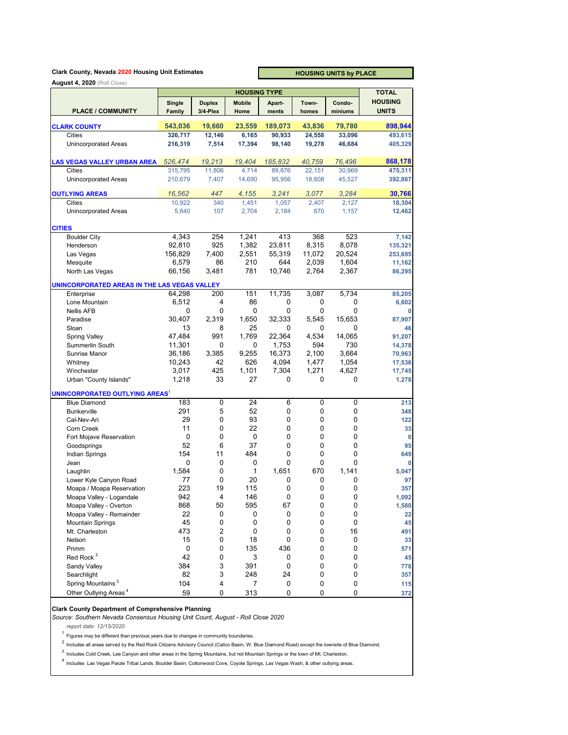**Clark County, Nevada 2020 Housing Unit Estimates**

**August 4, 2020** (Roll Close)

**HOUSING UNITS by PLACE**

| PLACE / COMMUNITY | HOUSING TYPE | | | | | | TOTAL HOUSING UNITS |
|---|---|---|---|---|---|---|---|
| | Single Family | Duplex 3/4-Plex | Mobile Home | Apart-ments | Town-homes | Condo-miniums | |
| **CLARK COUNTY** | **543,036** | **19,660** | **23,559** | **189,073** | **43,836** | **79,780** | **898,944** |
| Cities | 326,717 | 12,146 | 6,165 | 90,933 | 24,558 | 33,096 | 493,615 |
| Unincorporated Areas | 216,319 | 7,514 | 17,394 | 98,140 | 19,278 | 46,684 | 405,329 |
| **LAS VEGAS VALLEY URBAN AREA** | *526,474* | *19,213* | *19,404* | *185,832* | *40,759* | *76,496* | **868,178** |
| Cities | 315,795 | 11,806 | 4,714 | 89,876 | 22,151 | 30,969 | 475,311 |
| Unincorporated Areas | 210,679 | 7,407 | 14,690 | 95,956 | 18,608 | 45,527 | 392,867 |
| **OUTLYING AREAS** | *16,562* | *447* | *4,155* | *3,241* | *3,077* | *3,284* | **30,766** |
| Cities | 10,922 | 340 | 1,451 | 1,057 | 2,407 | 2,127 | 18,304 |
| Unincorporated Areas | 5,640 | 107 | 2,704 | 2,184 | 670 | 1,157 | 12,462 |
| **CITIES** | | | | | | | |
| Boulder City | 4,343 | 254 | 1,241 | 413 | 368 | 523 | 7,142 |
| Henderson | 92,810 | 925 | 1,382 | 23,811 | 8,315 | 8,078 | 135,321 |
| Las Vegas | 156,829 | 7,400 | 2,551 | 55,319 | 11,072 | 20,524 | 253,695 |
| Mesquite | 6,579 | 86 | 210 | 644 | 2,039 | 1,604 | 11,162 |
| North Las Vegas | 66,156 | 3,481 | 781 | 10,746 | 2,764 | 2,367 | 86,295 |
| **UNINCORPORATED AREAS IN THE LAS VEGAS VALLEY** | | | | | | | |
| Enterprise | 64,298 | 200 | 151 | 11,735 | 3,087 | 5,734 | 85,205 |
| Lone Mountain | 6,512 | 4 | 86 | 0 | 0 | 0 | 6,602 |
| Nellis AFB | 0 | 0 | 0 | 0 | 0 | 0 | 0 |
| Paradise | 30,407 | 2,319 | 1,650 | 32,333 | 5,545 | 15,653 | 87,907 |
| Sloan | 13 | 8 | 25 | 0 | 0 | 0 | 46 |
| Spring Valley | 47,484 | 991 | 1,769 | 22,364 | 4,534 | 14,065 | 91,207 |
| Summerlin South | 11,301 | 0 | 0 | 1,753 | 594 | 730 | 14,378 |
| Sunrise Manor | 36,186 | 3,385 | 9,255 | 16,373 | 2,100 | 3,664 | 70,963 |
| Whitney | 10,243 | 42 | 626 | 4,094 | 1,477 | 1,054 | 17,536 |
| Winchester | 3,017 | 425 | 1,101 | 7,304 | 1,271 | 4,627 | 17,745 |
| Urban "County Islands" | 1,218 | 33 | 27 | 0 | 0 | 0 | 1,278 |
| **UNINCORPORATED OUTLYING AREAS**[1] | | | | | | | |
| Blue Diamond | 183 | 0 | 24 | 6 | 0 | 0 | 213 |
| Bunkerville | 291 | 5 | 52 | 0 | 0 | 0 | 348 |
| Cal-Nev-Ari | 29 | 0 | 93 | 0 | 0 | 0 | 122 |
| Corn Creek | 11 | 0 | 22 | 0 | 0 | 0 | 33 |
| Fort Mojave Reservation | 0 | 0 | 0 | 0 | 0 | 0 | 0 |
| Goodsprings | 52 | 6 | 37 | 0 | 0 | 0 | 95 |
| Indian Springs | 154 | 11 | 484 | 0 | 0 | 0 | 649 |
| Jean | 0 | 0 | 0 | 0 | 0 | 0 | 0 |
| Laughlin | 1,584 | 0 | 1 | 1,651 | 670 | 1,141 | 5,047 |
| Lower Kyle Canyon Road | 77 | 0 | 20 | 0 | 0 | 0 | 97 |
| Moapa / Moapa Reservation | 223 | 19 | 115 | 0 | 0 | 0 | 357 |
| Moapa Valley - Logandale | 942 | 4 | 146 | 0 | 0 | 0 | 1,092 |
| Moapa Valley - Overton | 868 | 50 | 595 | 67 | 0 | 0 | 1,580 |
| Moapa Valley - Remainder | 22 | 0 | 0 | 0 | 0 | 0 | 22 |
| Mountain Springs | 45 | 0 | 0 | 0 | 0 | 0 | 45 |
| Mt. Charleston | 473 | 2 | 0 | 0 | 0 | 16 | 491 |
| Nelson | 15 | 0 | 18 | 0 | 0 | 0 | 33 |
| Primm | 0 | 0 | 135 | 436 | 0 | 0 | 571 |
| Red Rock [2] | 42 | 0 | 3 | 0 | 0 | 0 | 45 |
| Sandy Valley | 384 | 3 | 391 | 0 | 0 | 0 | 778 |
| Searchlight | 82 | 3 | 248 | 24 | 0 | 0 | 357 |
| Spring Mountains [3] | 104 | 4 | 7 | 0 | 0 | 0 | 115 |
| Other Outlying Areas [4] | 59 | 0 | 313 | 0 | 0 | 0 | 372 |

**Clark County Department of Comprehensive Planning**

*Source: Southern Nevada Consensus Housing Unit Count, August - Roll Close 2020*

*report date: 12/15/2020*

[1] Figures may be different than previous years due to changes in community boundaries.

[2] Includes all areas served by the Red Rock Citizens Advisory Council (Calico Basin, W. Blue Diamond Road) except the townsite of Blue Diamond.

[3] Includes Cold Creek, Lee Canyon and other areas in the Spring Mountains, but not Mountain Springs or the town of Mt. Charleston.

[4] Includes Las Vegas Paiute Tribal Lands, Boulder Basin, Cottonwood Cove, Coyote Springs, Las Vegas Wash, & other outlying areas.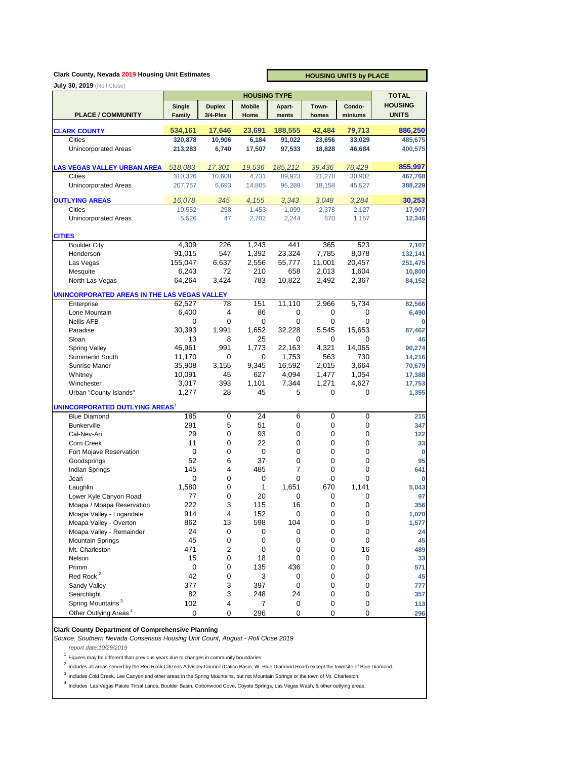**Clark County, Nevada 2019 Housing Unit Estimates**

**July 30, 2019** (Roll Close)

**HOUSING UNITS by PLACE**

| PLACE / COMMUNITY | HOUSING TYPE | | | | | | TOTAL HOUSING UNITS |
|---|---|---|---|---|---|---|---|
| | Single Family | Duplex 3/4-Plex | Mobile Home | Apart-ments | Town-homes | Condo-miniums | |
| **CLARK COUNTY** | **534,161** | **17,646** | **23,691** | **188,555** | **42,484** | **79,713** | **886,250** |
| Cities | **320,878** | **10,906** | **6,184** | **91,022** | **23,656** | **33,029** | **485,675** |
| Unincorporated Areas | **213,283** | **6,740** | **17,507** | **97,533** | **18,828** | **46,684** | **400,575** |
| **LAS VEGAS VALLEY URBAN AREA** | *518,083* | *17,301* | *19,536* | *185,212* | *39,436* | *76,429* | **855,997** |
| Cities | 310,326 | 10,608 | 4,731 | 89,923 | 21,278 | 30,902 | **467,768** |
| Unincorporated Areas | 207,757 | 6,693 | 14,805 | 95,289 | 18,158 | 45,527 | **388,229** |
| **OUTLYING AREAS** | *16,078* | *345* | *4,155* | *3,343* | *3,048* | *3,284* | **30,253** |
| Cities | 10,552 | 298 | 1,453 | 1,099 | 2,378 | 2,127 | **17,907** |
| Unincorporated Areas | 5,526 | 47 | 2,702 | 2,244 | 670 | 1,157 | **12,346** |
| **CITIES** | | | | | | | |
| Boulder City | 4,309 | 226 | 1,243 | 441 | 365 | 523 | **7,107** |
| Henderson | 91,015 | 547 | 1,392 | 23,324 | 7,785 | 8,078 | **132,141** |
| Las Vegas | 155,047 | 6,637 | 2,556 | 55,777 | 11,001 | 20,457 | **251,475** |
| Mesquite | 6,243 | 72 | 210 | 658 | 2,013 | 1,604 | **10,800** |
| North Las Vegas | 64,264 | 3,424 | 783 | 10,822 | 2,492 | 2,367 | **84,152** |
| **UNINCORPORATED AREAS IN THE LAS VEGAS VALLEY** | | | | | | | |
| Enterprise | 62,527 | 78 | 151 | 11,110 | 2,966 | 5,734 | **82,566** |
| Lone Mountain | 6,400 | 4 | 86 | 0 | 0 | 0 | **6,490** |
| Nellis AFB | 0 | 0 | 0 | 0 | 0 | 0 | **0** |
| Paradise | 30,393 | 1,991 | 1,652 | 32,228 | 5,545 | 15,653 | **87,462** |
| Sloan | 13 | 8 | 25 | 0 | 0 | 0 | **46** |
| Spring Valley | 46,961 | 991 | 1,773 | 22,163 | 4,321 | 14,065 | **90,274** |
| Summerlin South | 11,170 | 0 | 0 | 1,753 | 563 | 730 | **14,216** |
| Sunrise Manor | 35,908 | 3,155 | 9,345 | 16,592 | 2,015 | 3,664 | **70,679** |
| Whitney | 10,091 | 45 | 627 | 4,094 | 1,477 | 1,054 | **17,388** |
| Winchester | 3,017 | 393 | 1,101 | 7,344 | 1,271 | 4,627 | **17,753** |
| Urban "County Islands" | 1,277 | 28 | 45 | 5 | 0 | 0 | **1,355** |
| **UNINCORPORATED OUTLYING AREAS**[1] | | | | | | | |
| Blue Diamond | 185 | 0 | 24 | 6 | 0 | 0 | **215** |
| Bunkerville | 291 | 5 | 51 | 0 | 0 | 0 | **347** |
| Cal-Nev-Ari | 29 | 0 | 93 | 0 | 0 | 0 | **122** |
| Corn Creek | 11 | 0 | 22 | 0 | 0 | 0 | **33** |
| Fort Mojave Reservation | 0 | 0 | 0 | 0 | 0 | 0 | **0** |
| Goodsprings | 52 | 6 | 37 | 0 | 0 | 0 | **95** |
| Indian Springs | 145 | 4 | 485 | 7 | 0 | 0 | **641** |
| Jean | 0 | 0 | 0 | 0 | 0 | 0 | **0** |
| Laughlin | 1,580 | 0 | 1 | 1,651 | 670 | 1,141 | **5,043** |
| Lower Kyle Canyon Road | 77 | 0 | 20 | 0 | 0 | 0 | **97** |
| Moapa / Moapa Reservation | 222 | 3 | 115 | 16 | 0 | 0 | **356** |
| Moapa Valley - Logandale | 914 | 4 | 152 | 0 | 0 | 0 | **1,070** |
| Moapa Valley - Overton | 862 | 13 | 598 | 104 | 0 | 0 | **1,577** |
| Moapa Valley - Remainder | 24 | 0 | 0 | 0 | 0 | 0 | **24** |
| Mountain Springs | 45 | 0 | 0 | 0 | 0 | 0 | **45** |
| Mt. Charleston | 471 | 2 | 0 | 0 | 0 | 16 | **489** |
| Nelson | 15 | 0 | 18 | 0 | 0 | 0 | **33** |
| Primm | 0 | 0 | 135 | 436 | 0 | 0 | **571** |
| Red Rock [2] | 42 | 0 | 3 | 0 | 0 | 0 | **45** |
| Sandy Valley | 377 | 3 | 397 | 0 | 0 | 0 | **777** |
| Searchlight | 82 | 3 | 248 | 24 | 0 | 0 | **357** |
| Spring Mountains [3] | 102 | 4 | 7 | 0 | 0 | 0 | **113** |
| Other Outlying Areas [4] | 0 | 0 | 296 | 0 | 0 | 0 | **296** |

**Clark County Department of Comprehensive Planning**

*Source: Southern Nevada Consensus Housing Unit Count, August - Roll Close 2019*

*report date:10/29/2019*

[1] Figures may be different than previous years due to changes in community boundaries.

[2] Includes all areas served by the Red Rock Citizens Advisory Council (Calico Basin, W. Blue Diamond Road) except the townsite of Blue Diamond.

[3] Includes Cold Creek, Lee Canyon and other areas in the Spring Mountains, but not Mountain Springs or the town of Mt. Charleston.

[4] Includes Las Vegas Paiute Tribal Lands, Boulder Basin, Cottonwood Cove, Coyote Springs, Las Vegas Wash, & other outlying areas.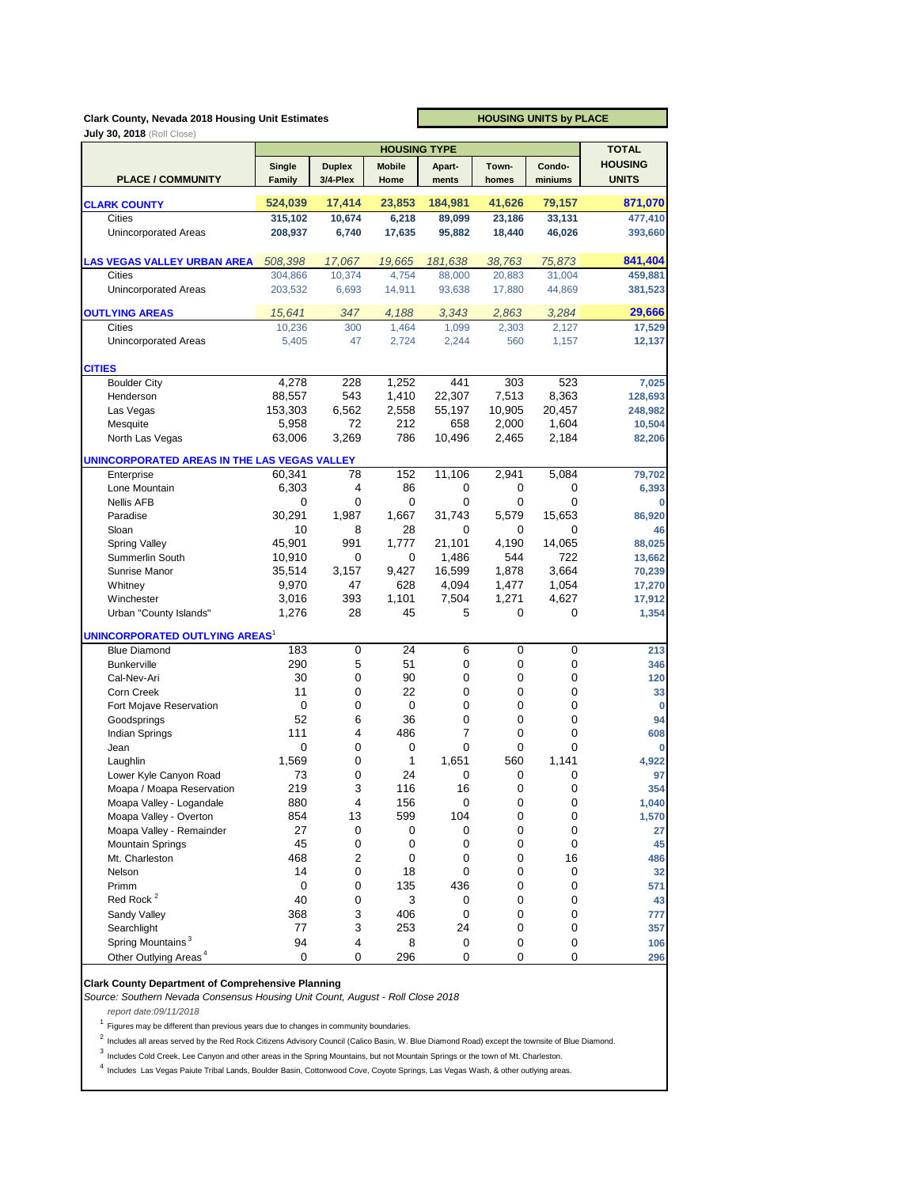**Clark County, Nevada 2018 Housing Unit Estimates**

**July 30, 2018** (Roll Close)

**HOUSING UNITS by PLACE**

| PLACE / COMMUNITY | HOUSING TYPE | | | | | | TOTAL HOUSING UNITS |
|---|---|---|---|---|---|---|---|
| | Single Family | Duplex 3/4-Plex | Mobile Home | Apart-ments | Town-homes | Condo-miniums | |
| **CLARK COUNTY** | **524,039** | **17,414** | **23,853** | **184,981** | **41,626** | **79,157** | **871,070** |
| Cities | **315,102** | **10,674** | **6,218** | **89,099** | **23,186** | **33,131** | **477,410** |
| Unincorporated Areas | **208,937** | **6,740** | **17,635** | **95,882** | **18,440** | **46,026** | **393,660** |
| **LAS VEGAS VALLEY URBAN AREA** | *508,398* | *17,067* | *19,665* | *181,638* | *38,763* | *75,873* | **841,404** |
| Cities | 304,866 | 10,374 | 4,754 | 88,000 | 20,883 | 31,004 | **459,881** |
| Unincorporated Areas | 203,532 | 6,693 | 14,911 | 93,638 | 17,880 | 44,869 | **381,523** |
| **OUTLYING AREAS** | *15,641* | *347* | *4,188* | *3,343* | *2,863* | *3,284* | **29,666** |
| Cities | 10,236 | 300 | 1,464 | 1,099 | 2,303 | 2,127 | **17,529** |
| Unincorporated Areas | 5,405 | 47 | 2,724 | 2,244 | 560 | 1,157 | **12,137** |
| **CITIES** | | | | | | | |
| Boulder City | 4,278 | 228 | 1,252 | 441 | 303 | 523 | **7,025** |
| Henderson | 88,557 | 543 | 1,410 | 22,307 | 7,513 | 8,363 | **128,693** |
| Las Vegas | 153,303 | 6,562 | 2,558 | 55,197 | 10,905 | 20,457 | **248,982** |
| Mesquite | 5,958 | 72 | 212 | 658 | 2,000 | 1,604 | **10,504** |
| North Las Vegas | 63,006 | 3,269 | 786 | 10,496 | 2,465 | 2,184 | **82,206** |
| **UNINCORPORATED AREAS IN THE LAS VEGAS VALLEY** | | | | | | | |
| Enterprise | 60,341 | 78 | 152 | 11,106 | 2,941 | 5,084 | **79,702** |
| Lone Mountain | 6,303 | 4 | 86 | 0 | 0 | 0 | **6,393** |
| Nellis AFB | 0 | 0 | 0 | 0 | 0 | 0 | **0** |
| Paradise | 30,291 | 1,987 | 1,667 | 31,743 | 5,579 | 15,653 | **86,920** |
| Sloan | 10 | 8 | 28 | 0 | 0 | 0 | **46** |
| Spring Valley | 45,901 | 991 | 1,777 | 21,101 | 4,190 | 14,065 | **88,025** |
| Summerlin South | 10,910 | 0 | 0 | 1,486 | 544 | 722 | **13,662** |
| Sunrise Manor | 35,514 | 3,157 | 9,427 | 16,599 | 1,878 | 3,664 | **70,239** |
| Whitney | 9,970 | 47 | 628 | 4,094 | 1,477 | 1,054 | **17,270** |
| Winchester | 3,016 | 393 | 1,101 | 7,504 | 1,271 | 4,627 | **17,912** |
| Urban "County Islands" | 1,276 | 28 | 45 | 5 | 0 | 0 | **1,354** |
| **UNINCORPORATED OUTLYING AREAS**[1] | | | | | | | |
| Blue Diamond | 183 | 0 | 24 | 6 | 0 | 0 | **213** |
| Bunkerville | 290 | 5 | 51 | 0 | 0 | 0 | **346** |
| Cal-Nev-Ari | 30 | 0 | 90 | 0 | 0 | 0 | **120** |
| Corn Creek | 11 | 0 | 22 | 0 | 0 | 0 | **33** |
| Fort Mojave Reservation | 0 | 0 | 0 | 0 | 0 | 0 | **0** |
| Goodsprings | 52 | 6 | 36 | 0 | 0 | 0 | **94** |
| Indian Springs | 111 | 4 | 486 | 7 | 0 | 0 | **608** |
| Jean | 0 | 0 | 0 | 0 | 0 | 0 | **0** |
| Laughlin | 1,569 | 0 | 1 | 1,651 | 560 | 1,141 | **4,922** |
| Lower Kyle Canyon Road | 73 | 0 | 24 | 0 | 0 | 0 | **97** |
| Moapa / Moapa Reservation | 219 | 3 | 116 | 16 | 0 | 0 | **354** |
| Moapa Valley - Logandale | 880 | 4 | 156 | 0 | 0 | 0 | **1,040** |
| Moapa Valley - Overton | 854 | 13 | 599 | 104 | 0 | 0 | **1,570** |
| Moapa Valley - Remainder | 27 | 0 | 0 | 0 | 0 | 0 | **27** |
| Mountain Springs | 45 | 0 | 0 | 0 | 0 | 0 | **45** |
| Mt. Charleston | 468 | 2 | 0 | 0 | 0 | 16 | **486** |
| Nelson | 14 | 0 | 18 | 0 | 0 | 0 | **32** |
| Primm | 0 | 0 | 135 | 436 | 0 | 0 | **571** |
| Red Rock [2] | 40 | 0 | 3 | 0 | 0 | 0 | **43** |
| Sandy Valley | 368 | 3 | 406 | 0 | 0 | 0 | **777** |
| Searchlight | 77 | 3 | 253 | 24 | 0 | 0 | **357** |
| Spring Mountains [3] | 94 | 4 | 8 | 0 | 0 | 0 | **106** |
| Other Outlying Areas [4] | 0 | 0 | 296 | 0 | 0 | 0 | **296** |

**Clark County Department of Comprehensive Planning**

*Source: Southern Nevada Consensus Housing Unit Count, August - Roll Close 2018*

*report date:09/11/2018*

[1] Figures may be different than previous years due to changes in community boundaries.

[2] Includes all areas served by the Red Rock Citizens Advisory Council (Calico Basin, W. Blue Diamond Road) except the townsite of Blue Diamond.

[3] Includes Cold Creek, Lee Canyon and other areas in the Spring Mountains, but not Mountain Springs or the town of Mt. Charleston.

[4] Includes Las Vegas Paiute Tribal Lands, Boulder Basin, Cottonwood Cove, Coyote Springs, Las Vegas Wash, & other outlying areas.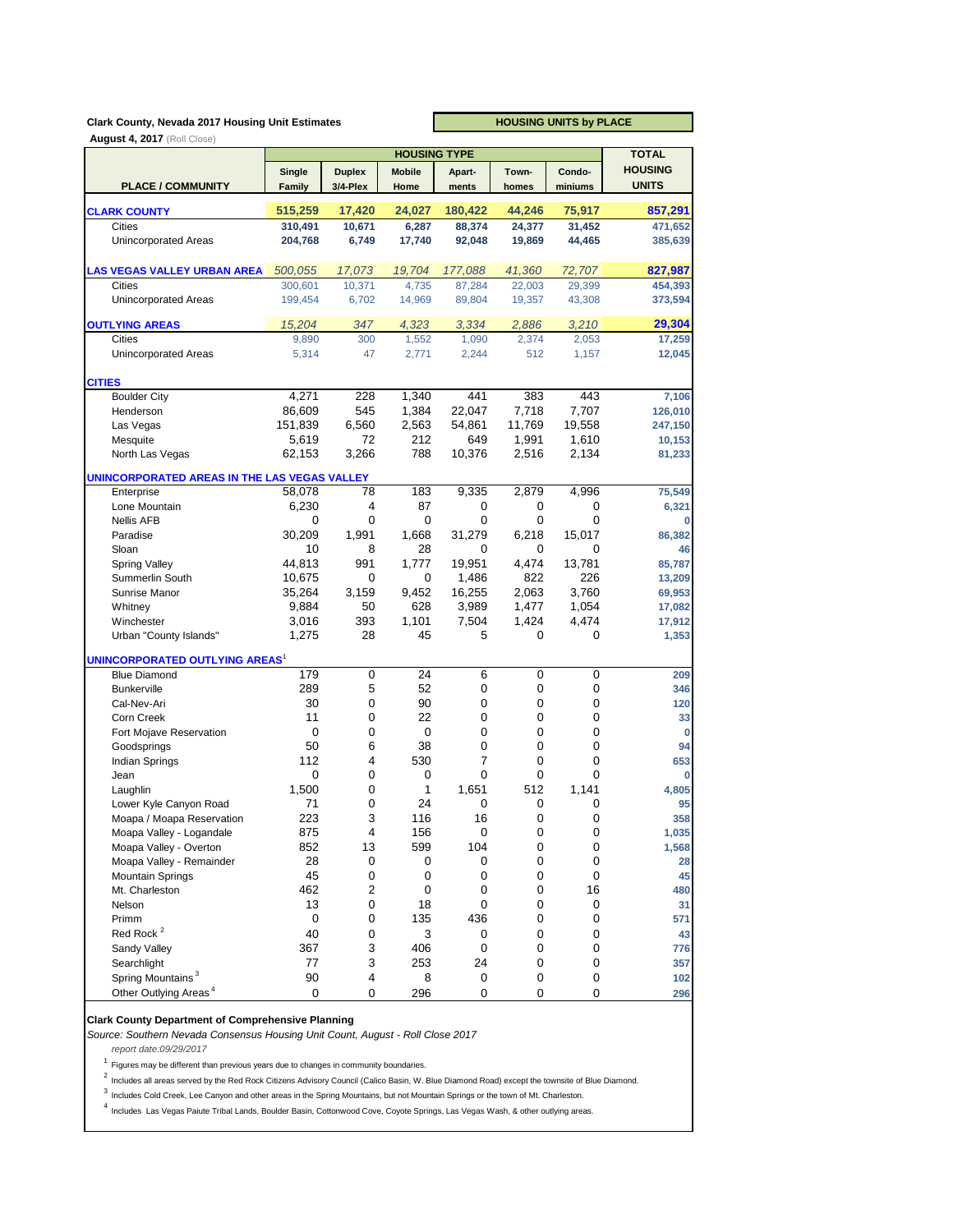**Clark County, Nevada 2017 Housing Unit Estimates**

**August 4, 2017** (Roll Close)

**HOUSING UNITS by PLACE**

| PLACE / COMMUNITY | HOUSING TYPE | | | | | | TOTAL HOUSING UNITS |
|---|---|---|---|---|---|---|---|
| | Single Family | Duplex 3/4-Plex | Mobile Home | Apart-ments | Town-homes | Condo-miniums | |
| **CLARK COUNTY** | **515,259** | **17,420** | **24,027** | **180,422** | **44,246** | **75,917** | **857,291** |
| Cities | 310,491 | 10,671 | 6,287 | 88,374 | 24,377 | 31,452 | 471,652 |
| Unincorporated Areas | 204,768 | 6,749 | 17,740 | 92,048 | 19,869 | 44,465 | 385,639 |
| **LAS VEGAS VALLEY URBAN AREA** | *500,055* | *17,073* | *19,704* | *177,088* | *41,360* | *72,707* | **827,987** |
| Cities | 300,601 | 10,371 | 4,735 | 87,284 | 22,003 | 29,399 | 454,393 |
| Unincorporated Areas | 199,454 | 6,702 | 14,969 | 89,804 | 19,357 | 43,308 | 373,594 |
| **OUTLYING AREAS** | *15,204* | *347* | *4,323* | *3,334* | *2,886* | *3,210* | **29,304** |
| Cities | 9,890 | 300 | 1,552 | 1,090 | 2,374 | 2,053 | 17,259 |
| Unincorporated Areas | 5,314 | 47 | 2,771 | 2,244 | 512 | 1,157 | 12,045 |
| **CITIES** | | | | | | | |
| Boulder City | 4,271 | 228 | 1,340 | 441 | 383 | 443 | 7,106 |
| Henderson | 86,609 | 545 | 1,384 | 22,047 | 7,718 | 7,707 | 126,010 |
| Las Vegas | 151,839 | 6,560 | 2,563 | 54,861 | 11,769 | 19,558 | 247,150 |
| Mesquite | 5,619 | 72 | 212 | 649 | 1,991 | 1,610 | 10,153 |
| North Las Vegas | 62,153 | 3,266 | 788 | 10,376 | 2,516 | 2,134 | 81,233 |
| **UNINCORPORATED AREAS IN THE LAS VEGAS VALLEY** | | | | | | | |
| Enterprise | 58,078 | 78 | 183 | 9,335 | 2,879 | 4,996 | 75,549 |
| Lone Mountain | 6,230 | 4 | 87 | 0 | 0 | 0 | 6,321 |
| Nellis AFB | 0 | 0 | 0 | 0 | 0 | 0 | 0 |
| Paradise | 30,209 | 1,991 | 1,668 | 31,279 | 6,218 | 15,017 | 86,382 |
| Sloan | 10 | 8 | 28 | 0 | 0 | 0 | 46 |
| Spring Valley | 44,813 | 991 | 1,777 | 19,951 | 4,474 | 13,781 | 85,787 |
| Summerlin South | 10,675 | 0 | 0 | 1,486 | 822 | 226 | 13,209 |
| Sunrise Manor | 35,264 | 3,159 | 9,452 | 16,255 | 2,063 | 3,760 | 69,953 |
| Whitney | 9,884 | 50 | 628 | 3,989 | 1,477 | 1,054 | 17,082 |
| Winchester | 3,016 | 393 | 1,101 | 7,504 | 1,424 | 4,474 | 17,912 |
| Urban "County Islands" | 1,275 | 28 | 45 | 5 | 0 | 0 | 1,353 |
| **UNINCORPORATED OUTLYING AREAS**[1] | | | | | | | |
| Blue Diamond | 179 | 0 | 24 | 6 | 0 | 0 | 209 |
| Bunkerville | 289 | 5 | 52 | 0 | 0 | 0 | 346 |
| Cal-Nev-Ari | 30 | 0 | 90 | 0 | 0 | 0 | 120 |
| Corn Creek | 11 | 0 | 22 | 0 | 0 | 0 | 33 |
| Fort Mojave Reservation | 0 | 0 | 0 | 0 | 0 | 0 | 0 |
| Goodsprings | 50 | 6 | 38 | 0 | 0 | 0 | 94 |
| Indian Springs | 112 | 4 | 530 | 7 | 0 | 0 | 653 |
| Jean | 0 | 0 | 0 | 0 | 0 | 0 | 0 |
| Laughlin | 1,500 | 0 | 1 | 1,651 | 512 | 1,141 | 4,805 |
| Lower Kyle Canyon Road | 71 | 0 | 24 | 0 | 0 | 0 | 95 |
| Moapa / Moapa Reservation | 223 | 3 | 116 | 16 | 0 | 0 | 358 |
| Moapa Valley - Logandale | 875 | 4 | 156 | 0 | 0 | 0 | 1,035 |
| Moapa Valley - Overton | 852 | 13 | 599 | 104 | 0 | 0 | 1,568 |
| Moapa Valley - Remainder | 28 | 0 | 0 | 0 | 0 | 0 | 28 |
| Mountain Springs | 45 | 0 | 0 | 0 | 0 | 0 | 45 |
| Mt. Charleston | 462 | 2 | 0 | 0 | 0 | 16 | 480 |
| Nelson | 13 | 0 | 18 | 0 | 0 | 0 | 31 |
| Primm | 0 | 0 | 135 | 436 | 0 | 0 | 571 |
| Red Rock [2] | 40 | 0 | 3 | 0 | 0 | 0 | 43 |
| Sandy Valley | 367 | 3 | 406 | 0 | 0 | 0 | 776 |
| Searchlight | 77 | 3 | 253 | 24 | 0 | 0 | 357 |
| Spring Mountains [3] | 90 | 4 | 8 | 0 | 0 | 0 | 102 |
| Other Outlying Areas [4] | 0 | 0 | 296 | 0 | 0 | 0 | 296 |

**Clark County Department of Comprehensive Planning**

*Source: Southern Nevada Consensus Housing Unit Count, August - Roll Close 2017*

*report date:09/29/2017*

[1] Figures may be different than previous years due to changes in community boundaries.

[2] Includes all areas served by the Red Rock Citizens Advisory Council (Calico Basin, W. Blue Diamond Road) except the townsite of Blue Diamond.

[3] Includes Cold Creek, Lee Canyon and other areas in the Spring Mountains, but not Mountain Springs or the town of Mt. Charleston.

[4] Includes Las Vegas Paiute Tribal Lands, Boulder Basin, Cottonwood Cove, Coyote Springs, Las Vegas Wash, & other outlying areas.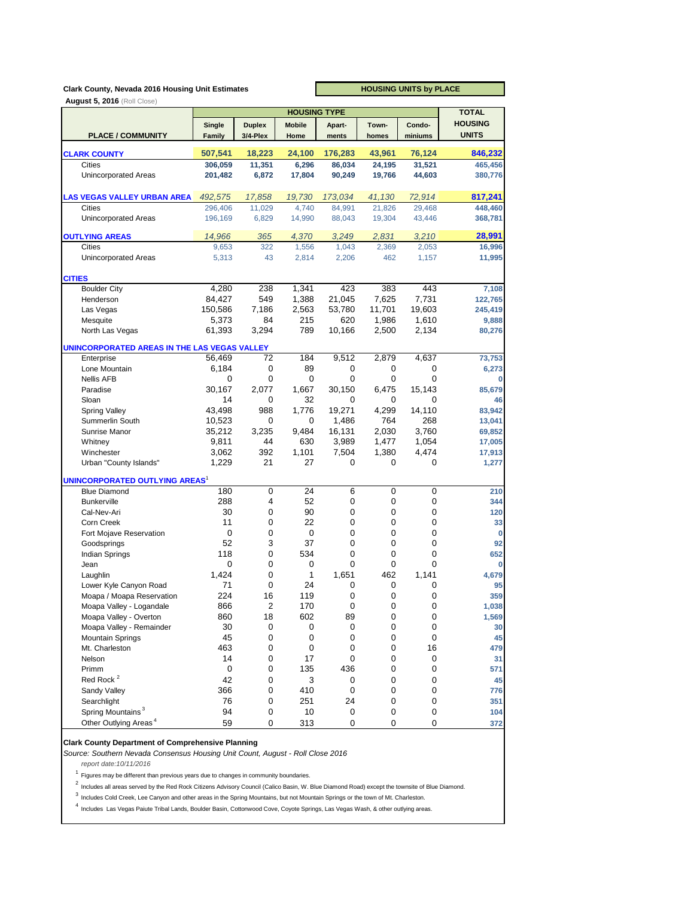**Clark County, Nevada 2016 Housing Unit Estimates**

**August 5, 2016** (Roll Close)

**HOUSING UNITS by PLACE**

| PLACE / COMMUNITY | HOUSING TYPE | | | | | | TOTAL HOUSING UNITS |
|---|---|---|---|---|---|---|---|
| | Single Family | Duplex 3/4-Plex | Mobile Home | Apart-ments | Town-homes | Condo-miniums | |
| **CLARK COUNTY** | **507,541** | **18,223** | **24,100** | **176,283** | **43,961** | **76,124** | **846,232** |
| Cities | 306,059 | 11,351 | 6,296 | 86,034 | 24,195 | 31,521 | 465,456 |
| Unincorporated Areas | 201,482 | 6,872 | 17,804 | 90,249 | 19,766 | 44,603 | 380,776 |
| **LAS VEGAS VALLEY URBAN AREA** | *492,575* | *17,858* | *19,730* | *173,034* | *41,130* | *72,914* | **817,241** |
| Cities | 296,406 | 11,029 | 4,740 | 84,991 | 21,826 | 29,468 | 448,460 |
| Unincorporated Areas | 196,169 | 6,829 | 14,990 | 88,043 | 19,304 | 43,446 | 368,781 |
| **OUTLYING AREAS** | *14,966* | *365* | *4,370* | *3,249* | *2,831* | *3,210* | **28,991** |
| Cities | 9,653 | 322 | 1,556 | 1,043 | 2,369 | 2,053 | 16,996 |
| Unincorporated Areas | 5,313 | 43 | 2,814 | 2,206 | 462 | 1,157 | 11,995 |
| **CITIES** | | | | | | | |
| Boulder City | 4,280 | 238 | 1,341 | 423 | 383 | 443 | 7,108 |
| Henderson | 84,427 | 549 | 1,388 | 21,045 | 7,625 | 7,731 | 122,765 |
| Las Vegas | 150,586 | 7,186 | 2,563 | 53,780 | 11,701 | 19,603 | 245,419 |
| Mesquite | 5,373 | 84 | 215 | 620 | 1,986 | 1,610 | 9,888 |
| North Las Vegas | 61,393 | 3,294 | 789 | 10,166 | 2,500 | 2,134 | 80,276 |
| **UNINCORPORATED AREAS IN THE LAS VEGAS VALLEY** | | | | | | | |
| Enterprise | 56,469 | 72 | 184 | 9,512 | 2,879 | 4,637 | 73,753 |
| Lone Mountain | 6,184 | 0 | 89 | 0 | 0 | 0 | 6,273 |
| Nellis AFB | 0 | 0 | 0 | 0 | 0 | 0 | 0 |
| Paradise | 30,167 | 2,077 | 1,667 | 30,150 | 6,475 | 15,143 | 85,679 |
| Sloan | 14 | 0 | 32 | 0 | 0 | 0 | 46 |
| Spring Valley | 43,498 | 988 | 1,776 | 19,271 | 4,299 | 14,110 | 83,942 |
| Summerlin South | 10,523 | 0 | 0 | 1,486 | 764 | 268 | 13,041 |
| Sunrise Manor | 35,212 | 3,235 | 9,484 | 16,131 | 2,030 | 3,760 | 69,852 |
| Whitney | 9,811 | 44 | 630 | 3,989 | 1,477 | 1,054 | 17,005 |
| Winchester | 3,062 | 392 | 1,101 | 7,504 | 1,380 | 4,474 | 17,913 |
| Urban "County Islands" | 1,229 | 21 | 27 | 0 | 0 | 0 | 1,277 |
| **UNINCORPORATED OUTLYING AREAS**[1] | | | | | | | |
| Blue Diamond | 180 | 0 | 24 | 6 | 0 | 0 | 210 |
| Bunkerville | 288 | 4 | 52 | 0 | 0 | 0 | 344 |
| Cal-Nev-Ari | 30 | 0 | 90 | 0 | 0 | 0 | 120 |
| Corn Creek | 11 | 0 | 22 | 0 | 0 | 0 | 33 |
| Fort Mojave Reservation | 0 | 0 | 0 | 0 | 0 | 0 | 0 |
| Goodsprings | 52 | 3 | 37 | 0 | 0 | 0 | 92 |
| Indian Springs | 118 | 0 | 534 | 0 | 0 | 0 | 652 |
| Jean | 0 | 0 | 0 | 0 | 0 | 0 | 0 |
| Laughlin | 1,424 | 0 | 1 | 1,651 | 462 | 1,141 | 4,679 |
| Lower Kyle Canyon Road | 71 | 0 | 24 | 0 | 0 | 0 | 95 |
| Moapa / Moapa Reservation | 224 | 16 | 119 | 0 | 0 | 0 | 359 |
| Moapa Valley - Logandale | 866 | 2 | 170 | 0 | 0 | 0 | 1,038 |
| Moapa Valley - Overton | 860 | 18 | 602 | 89 | 0 | 0 | 1,569 |
| Moapa Valley - Remainder | 30 | 0 | 0 | 0 | 0 | 0 | 30 |
| Mountain Springs | 45 | 0 | 0 | 0 | 0 | 0 | 45 |
| Mt. Charleston | 463 | 0 | 0 | 0 | 0 | 16 | 479 |
| Nelson | 14 | 0 | 17 | 0 | 0 | 0 | 31 |
| Primm | 0 | 0 | 135 | 436 | 0 | 0 | 571 |
| Red Rock [2] | 42 | 0 | 3 | 0 | 0 | 0 | 45 |
| Sandy Valley | 366 | 0 | 410 | 0 | 0 | 0 | 776 |
| Searchlight | 76 | 0 | 251 | 24 | 0 | 0 | 351 |
| Spring Mountains [3] | 94 | 0 | 10 | 0 | 0 | 0 | 104 |
| Other Outlying Areas [4] | 59 | 0 | 313 | 0 | 0 | 0 | 372 |

**Clark County Department of Comprehensive Planning**

*Source: Southern Nevada Consensus Housing Unit Count, August - Roll Close 2016*

*report date:10/11/2016*

[1] Figures may be different than previous years due to changes in community boundaries.

[2] Includes all areas served by the Red Rock Citizens Advisory Council (Calico Basin, W. Blue Diamond Road) except the townsite of Blue Diamond.

[3] Includes Cold Creek, Lee Canyon and other areas in the Spring Mountains, but not Mountain Springs or the town of Mt. Charleston.

[4] Includes Las Vegas Paiute Tribal Lands, Boulder Basin, Cottonwood Cove, Coyote Springs, Las Vegas Wash, & other outlying areas.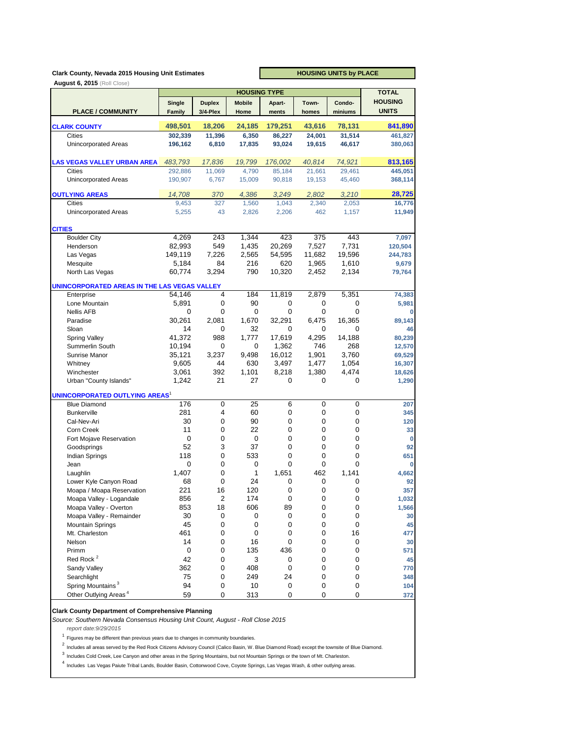**Clark County, Nevada 2015 Housing Unit Estimates**

**HOUSING UNITS by PLACE**

**August 6, 2015** (Roll Close)

| PLACE / COMMUNITY | HOUSING TYPE | | | | | | TOTAL HOUSING UNITS |
|---|---|---|---|---|---|---|---|
| | Single Family | Duplex 3/4-Plex | Mobile Home | Apart-ments | Town-homes | Condo-miniums | |
| **CLARK COUNTY** | **498,501** | **18,206** | **24,185** | **179,251** | **43,616** | **78,131** | **841,890** |
| Cities | **302,339** | **11,396** | **6,350** | **86,227** | **24,001** | **31,514** | **461,827** |
| Unincorporated Areas | **196,162** | **6,810** | **17,835** | **93,024** | **19,615** | **46,617** | **380,063** |
| **LAS VEGAS VALLEY URBAN AREA** | *483,793* | *17,836* | *19,799* | *176,002* | *40,814* | *74,921* | **813,165** |
| Cities | 292,886 | 11,069 | 4,790 | 85,184 | 21,661 | 29,461 | **445,051** |
| Unincorporated Areas | 190,907 | 6,767 | 15,009 | 90,818 | 19,153 | 45,460 | **368,114** |
| **OUTLYING AREAS** | *14,708* | *370* | *4,386* | *3,249* | *2,802* | *3,210* | **28,725** |
| Cities | 9,453 | 327 | 1,560 | 1,043 | 2,340 | 2,053 | **16,776** |
| Unincorporated Areas | 5,255 | 43 | 2,826 | 2,206 | 462 | 1,157 | **11,949** |
| **CITIES** | | | | | | | |
| Boulder City | 4,269 | 243 | 1,344 | 423 | 375 | 443 | **7,097** |
| Henderson | 82,993 | 549 | 1,435 | 20,269 | 7,527 | 7,731 | **120,504** |
| Las Vegas | 149,119 | 7,226 | 2,565 | 54,595 | 11,682 | 19,596 | **244,783** |
| Mesquite | 5,184 | 84 | 216 | 620 | 1,965 | 1,610 | **9,679** |
| North Las Vegas | 60,774 | 3,294 | 790 | 10,320 | 2,452 | 2,134 | **79,764** |
| **UNINCORPORATED AREAS IN THE LAS VEGAS VALLEY** | | | | | | | |
| Enterprise | 54,146 | 4 | 184 | 11,819 | 2,879 | 5,351 | **74,383** |
| Lone Mountain | 5,891 | 0 | 90 | 0 | 0 | 0 | **5,981** |
| Nellis AFB | 0 | 0 | 0 | 0 | 0 | 0 | **0** |
| Paradise | 30,261 | 2,081 | 1,670 | 32,291 | 6,475 | 16,365 | **89,143** |
| Sloan | 14 | 0 | 32 | 0 | 0 | 0 | **46** |
| Spring Valley | 41,372 | 988 | 1,777 | 17,619 | 4,295 | 14,188 | **80,239** |
| Summerlin South | 10,194 | 0 | 0 | 1,362 | 746 | 268 | **12,570** |
| Sunrise Manor | 35,121 | 3,237 | 9,498 | 16,012 | 1,901 | 3,760 | **69,529** |
| Whitney | 9,605 | 44 | 630 | 3,497 | 1,477 | 1,054 | **16,307** |
| Winchester | 3,061 | 392 | 1,101 | 8,218 | 1,380 | 4,474 | **18,626** |
| Urban "County Islands" | 1,242 | 21 | 27 | 0 | 0 | 0 | **1,290** |
| **UNINCORPORATED OUTLYING AREAS**[1] | | | | | | | |
| Blue Diamond | 176 | 0 | 25 | 6 | 0 | 0 | **207** |
| Bunkerville | 281 | 4 | 60 | 0 | 0 | 0 | **345** |
| Cal-Nev-Ari | 30 | 0 | 90 | 0 | 0 | 0 | **120** |
| Corn Creek | 11 | 0 | 22 | 0 | 0 | 0 | **33** |
| Fort Mojave Reservation | 0 | 0 | 0 | 0 | 0 | 0 | **0** |
| Goodsprings | 52 | 3 | 37 | 0 | 0 | 0 | **92** |
| Indian Springs | 118 | 0 | 533 | 0 | 0 | 0 | **651** |
| Jean | 0 | 0 | 0 | 0 | 0 | 0 | **0** |
| Laughlin | 1,407 | 0 | 1 | 1,651 | 462 | 1,141 | **4,662** |
| Lower Kyle Canyon Road | 68 | 0 | 24 | 0 | 0 | 0 | **92** |
| Moapa / Moapa Reservation | 221 | 16 | 120 | 0 | 0 | 0 | **357** |
| Moapa Valley - Logandale | 856 | 2 | 174 | 0 | 0 | 0 | **1,032** |
| Moapa Valley - Overton | 853 | 18 | 606 | 89 | 0 | 0 | **1,566** |
| Moapa Valley - Remainder | 30 | 0 | 0 | 0 | 0 | 0 | **30** |
| Mountain Springs | 45 | 0 | 0 | 0 | 0 | 0 | **45** |
| Mt. Charleston | 461 | 0 | 0 | 0 | 0 | 16 | **477** |
| Nelson | 14 | 0 | 16 | 0 | 0 | 0 | **30** |
| Primm | 0 | 0 | 135 | 436 | 0 | 0 | **571** |
| Red Rock [2] | 42 | 0 | 3 | 0 | 0 | 0 | **45** |
| Sandy Valley | 362 | 0 | 408 | 0 | 0 | 0 | **770** |
| Searchlight | 75 | 0 | 249 | 24 | 0 | 0 | **348** |
| Spring Mountains [3] | 94 | 0 | 10 | 0 | 0 | 0 | **104** |
| Other Outlying Areas [4] | 59 | 0 | 313 | 0 | 0 | 0 | **372** |

**Clark County Department of Comprehensive Planning**

*Source: Southern Nevada Consensus Housing Unit Count, August - Roll Close 2015*

*report date:9/29/2015*

[1] Figures may be different than previous years due to changes in community boundaries.

[2] Includes all areas served by the Red Rock Citizens Advisory Council (Calico Basin, W. Blue Diamond Road) except the townsite of Blue Diamond.

[3] Includes Cold Creek, Lee Canyon and other areas in the Spring Mountains, but not Mountain Springs or the town of Mt. Charleston.

[4] Includes Las Vegas Paiute Tribal Lands, Boulder Basin, Cottonwood Cove, Coyote Springs, Las Vegas Wash, & other outlying areas.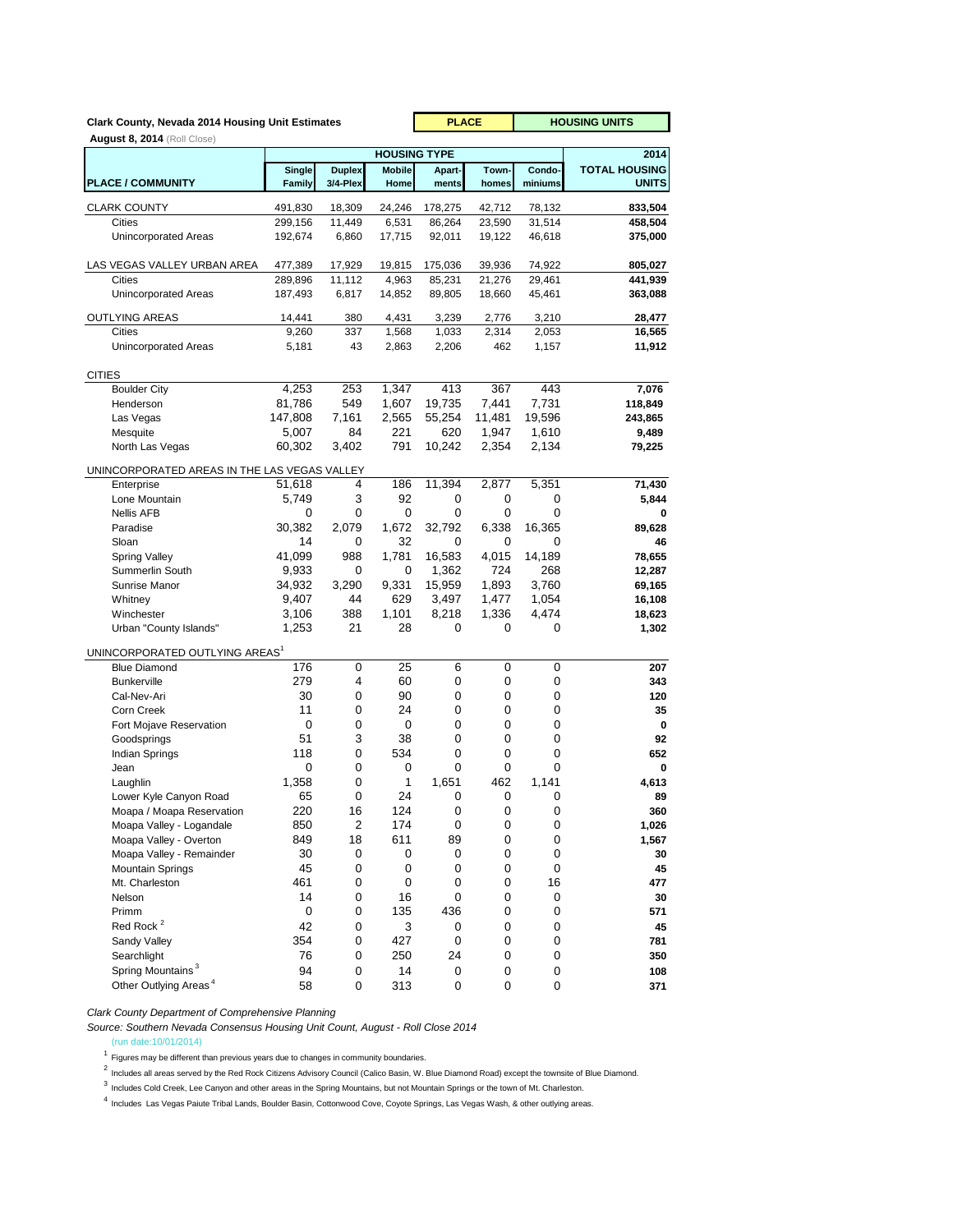**Clark County, Nevada 2014 Housing Unit Estimates** | **PLACE** | **HOUSING UNITS**

**August 8, 2014** (Roll Close)

| PLACE / COMMUNITY | HOUSING TYPE Single Family | Duplex 3/4-Plex | Mobile Home | Apart-ments | Town-homes | Condo-miniums | 2014 TOTAL HOUSING UNITS |
|---|---|---|---|---|---|---|---|
| CLARK COUNTY | 491,830 | 18,309 | 24,246 | 178,275 | 42,712 | 78,132 | **833,504** |
| Cities | 299,156 | 11,449 | 6,531 | 86,264 | 23,590 | 31,514 | **458,504** |
| Unincorporated Areas | 192,674 | 6,860 | 17,715 | 92,011 | 19,122 | 46,618 | **375,000** |
| | | | | | | | |
| LAS VEGAS VALLEY URBAN AREA | 477,389 | 17,929 | 19,815 | 175,036 | 39,936 | 74,922 | **805,027** |
| Cities | 289,896 | 11,112 | 4,963 | 85,231 | 21,276 | 29,461 | **441,939** |
| Unincorporated Areas | 187,493 | 6,817 | 14,852 | 89,805 | 18,660 | 45,461 | **363,088** |
| | | | | | | | |
| OUTLYING AREAS | 14,441 | 380 | 4,431 | 3,239 | 2,776 | 3,210 | **28,477** |
| Cities | 9,260 | 337 | 1,568 | 1,033 | 2,314 | 2,053 | **16,565** |
| Unincorporated Areas | 5,181 | 43 | 2,863 | 2,206 | 462 | 1,157 | **11,912** |
| | | | | | | | |
| CITIES | | | | | | | |
| Boulder City | 4,253 | 253 | 1,347 | 413 | 367 | 443 | **7,076** |
| Henderson | 81,786 | 549 | 1,607 | 19,735 | 7,441 | 7,731 | **118,849** |
| Las Vegas | 147,808 | 7,161 | 2,565 | 55,254 | 11,481 | 19,596 | **243,865** |
| Mesquite | 5,007 | 84 | 221 | 620 | 1,947 | 1,610 | **9,489** |
| North Las Vegas | 60,302 | 3,402 | 791 | 10,242 | 2,354 | 2,134 | **79,225** |
| | | | | | | | |
| UNINCORPORATED AREAS IN THE LAS VEGAS VALLEY | | | | | | | |
| Enterprise | 51,618 | 4 | 186 | 11,394 | 2,877 | 5,351 | **71,430** |
| Lone Mountain | 5,749 | 3 | 92 | 0 | 0 | 0 | **5,844** |
| Nellis AFB | 0 | 0 | 0 | 0 | 0 | 0 | **0** |
| Paradise | 30,382 | 2,079 | 1,672 | 32,792 | 6,338 | 16,365 | **89,628** |
| Sloan | 14 | 0 | 32 | 0 | 0 | 0 | **46** |
| Spring Valley | 41,099 | 988 | 1,781 | 16,583 | 4,015 | 14,189 | **78,655** |
| Summerlin South | 9,933 | 0 | 0 | 1,362 | 724 | 268 | **12,287** |
| Sunrise Manor | 34,932 | 3,290 | 9,331 | 15,959 | 1,893 | 3,760 | **69,165** |
| Whitney | 9,407 | 44 | 629 | 3,497 | 1,477 | 1,054 | **16,108** |
| Winchester | 3,106 | 388 | 1,101 | 8,218 | 1,336 | 4,474 | **18,623** |
| Urban "County Islands" | 1,253 | 21 | 28 | 0 | 0 | 0 | **1,302** |
| | | | | | | | |
| UNINCORPORATED OUTLYING AREAS[1] | | | | | | | |
| Blue Diamond | 176 | 0 | 25 | 6 | 0 | 0 | **207** |
| Bunkerville | 279 | 4 | 60 | 0 | 0 | 0 | **343** |
| Cal-Nev-Ari | 30 | 0 | 90 | 0 | 0 | 0 | **120** |
| Corn Creek | 11 | 0 | 24 | 0 | 0 | 0 | **35** |
| Fort Mojave Reservation | 0 | 0 | 0 | 0 | 0 | 0 | **0** |
| Goodsprings | 51 | 3 | 38 | 0 | 0 | 0 | **92** |
| Indian Springs | 118 | 0 | 534 | 0 | 0 | 0 | **652** |
| Jean | 0 | 0 | 0 | 0 | 0 | 0 | **0** |
| Laughlin | 1,358 | 0 | 1 | 1,651 | 462 | 1,141 | **4,613** |
| Lower Kyle Canyon Road | 65 | 0 | 24 | 0 | 0 | 0 | **89** |
| Moapa / Moapa Reservation | 220 | 16 | 124 | 0 | 0 | 0 | **360** |
| Moapa Valley - Logandale | 850 | 2 | 174 | 0 | 0 | 0 | **1,026** |
| Moapa Valley - Overton | 849 | 18 | 611 | 89 | 0 | 0 | **1,567** |
| Moapa Valley - Remainder | 30 | 0 | 0 | 0 | 0 | 0 | **30** |
| Mountain Springs | 45 | 0 | 0 | 0 | 0 | 0 | **45** |
| Mt. Charleston | 461 | 0 | 0 | 0 | 0 | 16 | **477** |
| Nelson | 14 | 0 | 16 | 0 | 0 | 0 | **30** |
| Primm | 0 | 0 | 135 | 436 | 0 | 0 | **571** |
| Red Rock[2] | 42 | 0 | 3 | 0 | 0 | 0 | **45** |
| Sandy Valley | 354 | 0 | 427 | 0 | 0 | 0 | **781** |
| Searchlight | 76 | 0 | 250 | 24 | 0 | 0 | **350** |
| Spring Mountains[3] | 94 | 0 | 14 | 0 | 0 | 0 | **108** |
| Other Outlying Areas[4] | 58 | 0 | 313 | 0 | 0 | 0 | **371** |

*Clark County Department of Comprehensive Planning*

*Source: Southern Nevada Consensus Housing Unit Count, August - Roll Close 2014*

(run date:10/01/2014)

[1] Figures may be different than previous years due to changes in community boundaries.

[2] Includes all areas served by the Red Rock Citizens Advisory Council (Calico Basin, W. Blue Diamond Road) except the townsite of Blue Diamond.

[3] Includes Cold Creek, Lee Canyon and other areas in the Spring Mountains, but not Mountain Springs or the town of Mt. Charleston.

[4] Includes Las Vegas Paiute Tribal Lands, Boulder Basin, Cottonwood Cove, Coyote Springs, Las Vegas Wash, & other outlying areas.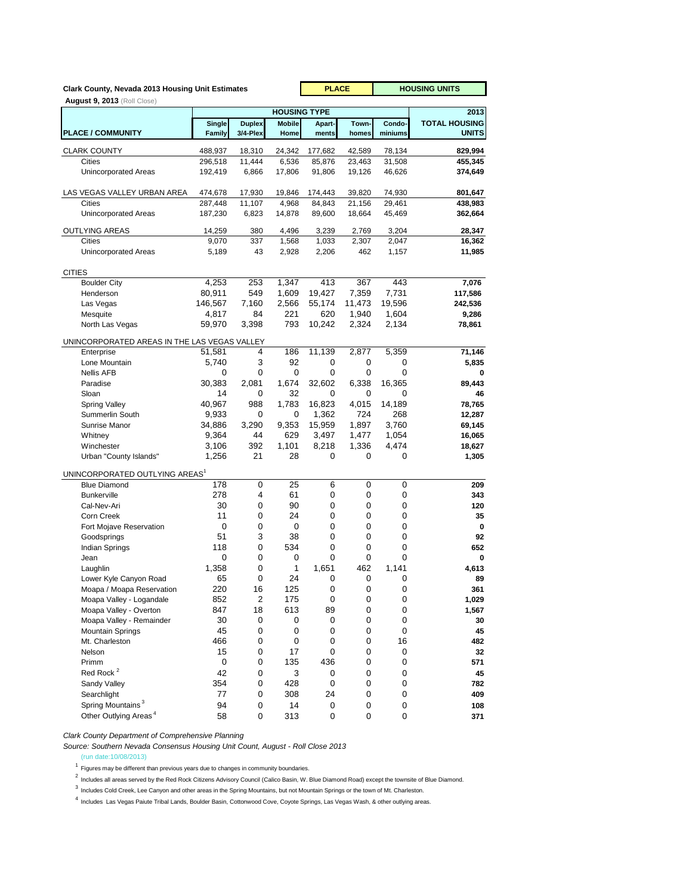**Clark County, Nevada 2013 Housing Unit Estimates** | **PLACE** | **HOUSING UNITS**

**August 9, 2013** (Roll Close)

| PLACE / COMMUNITY | HOUSING TYPE | | | | | | 2013 |
|---|---|---|---|---|---|---|---|
| | Single Family | Duplex 3/4-Plex | Mobile Home | Apart-ments | Town-homes | Condo-miniums | TOTAL HOUSING UNITS |
| CLARK COUNTY | 488,937 | 18,310 | 24,342 | 177,682 | 42,589 | 78,134 | **829,994** |
| Cities | 296,518 | 11,444 | 6,536 | 85,876 | 23,463 | 31,508 | **455,345** |
| Unincorporated Areas | 192,419 | 6,866 | 17,806 | 91,806 | 19,126 | 46,626 | **374,649** |
| LAS VEGAS VALLEY URBAN AREA | 474,678 | 17,930 | 19,846 | 174,443 | 39,820 | 74,930 | **801,647** |
| Cities | 287,448 | 11,107 | 4,968 | 84,843 | 21,156 | 29,461 | **438,983** |
| Unincorporated Areas | 187,230 | 6,823 | 14,878 | 89,600 | 18,664 | 45,469 | **362,664** |
| OUTLYING AREAS | 14,259 | 380 | 4,496 | 3,239 | 2,769 | 3,204 | **28,347** |
| Cities | 9,070 | 337 | 1,568 | 1,033 | 2,307 | 2,047 | **16,362** |
| Unincorporated Areas | 5,189 | 43 | 2,928 | 2,206 | 462 | 1,157 | **11,985** |
| CITIES | | | | | | | |
| Boulder City | 4,253 | 253 | 1,347 | 413 | 367 | 443 | **7,076** |
| Henderson | 80,911 | 549 | 1,609 | 19,427 | 7,359 | 7,731 | **117,586** |
| Las Vegas | 146,567 | 7,160 | 2,566 | 55,174 | 11,473 | 19,596 | **242,536** |
| Mesquite | 4,817 | 84 | 221 | 620 | 1,940 | 1,604 | **9,286** |
| North Las Vegas | 59,970 | 3,398 | 793 | 10,242 | 2,324 | 2,134 | **78,861** |
| UNINCORPORATED AREAS IN THE LAS VEGAS VALLEY | | | | | | | |
| Enterprise | 51,581 | 4 | 186 | 11,139 | 2,877 | 5,359 | **71,146** |
| Lone Mountain | 5,740 | 3 | 92 | 0 | 0 | 0 | **5,835** |
| Nellis AFB | 0 | 0 | 0 | 0 | 0 | 0 | **0** |
| Paradise | 30,383 | 2,081 | 1,674 | 32,602 | 6,338 | 16,365 | **89,443** |
| Sloan | 14 | 0 | 32 | 0 | 0 | 0 | **46** |
| Spring Valley | 40,967 | 988 | 1,783 | 16,823 | 4,015 | 14,189 | **78,765** |
| Summerlin South | 9,933 | 0 | 0 | 1,362 | 724 | 268 | **12,287** |
| Sunrise Manor | 34,886 | 3,290 | 9,353 | 15,959 | 1,897 | 3,760 | **69,145** |
| Whitney | 9,364 | 44 | 629 | 3,497 | 1,477 | 1,054 | **16,065** |
| Winchester | 3,106 | 392 | 1,101 | 8,218 | 1,336 | 4,474 | **18,627** |
| Urban "County Islands" | 1,256 | 21 | 28 | 0 | 0 | 0 | **1,305** |
| UNINCORPORATED OUTLYING AREAS[1] | | | | | | | |
| Blue Diamond | 178 | 0 | 25 | 6 | 0 | 0 | **209** |
| Bunkerville | 278 | 4 | 61 | 0 | 0 | 0 | **343** |
| Cal-Nev-Ari | 30 | 0 | 90 | 0 | 0 | 0 | **120** |
| Corn Creek | 11 | 0 | 24 | 0 | 0 | 0 | **35** |
| Fort Mojave Reservation | 0 | 0 | 0 | 0 | 0 | 0 | **0** |
| Goodsprings | 51 | 3 | 38 | 0 | 0 | 0 | **92** |
| Indian Springs | 118 | 0 | 534 | 0 | 0 | 0 | **652** |
| Jean | 0 | 0 | 0 | 0 | 0 | 0 | **0** |
| Laughlin | 1,358 | 0 | 1 | 1,651 | 462 | 1,141 | **4,613** |
| Lower Kyle Canyon Road | 65 | 0 | 24 | 0 | 0 | 0 | **89** |
| Moapa / Moapa Reservation | 220 | 16 | 125 | 0 | 0 | 0 | **361** |
| Moapa Valley - Logandale | 852 | 2 | 175 | 0 | 0 | 0 | **1,029** |
| Moapa Valley - Overton | 847 | 18 | 613 | 89 | 0 | 0 | **1,567** |
| Moapa Valley - Remainder | 30 | 0 | 0 | 0 | 0 | 0 | **30** |
| Mountain Springs | 45 | 0 | 0 | 0 | 0 | 0 | **45** |
| Mt. Charleston | 466 | 0 | 0 | 0 | 0 | 16 | **482** |
| Nelson | 15 | 0 | 17 | 0 | 0 | 0 | **32** |
| Primm | 0 | 0 | 135 | 436 | 0 | 0 | **571** |
| Red Rock [2] | 42 | 0 | 3 | 0 | 0 | 0 | **45** |
| Sandy Valley | 354 | 0 | 428 | 0 | 0 | 0 | **782** |
| Searchlight | 77 | 0 | 308 | 24 | 0 | 0 | **409** |
| Spring Mountains [3] | 94 | 0 | 14 | 0 | 0 | 0 | **108** |
| Other Outlying Areas [4] | 58 | 0 | 313 | 0 | 0 | 0 | **371** |

*Clark County Department of Comprehensive Planning*

*Source: Southern Nevada Consensus Housing Unit Count, August - Roll Close 2013*

(run date:10/08/2013)

[1] Figures may be different than previous years due to changes in community boundaries.

[2] Includes all areas served by the Red Rock Citizens Advisory Council (Calico Basin, W. Blue Diamond Road) except the townsite of Blue Diamond.

[3] Includes Cold Creek, Lee Canyon and other areas in the Spring Mountains, but not Mountain Springs or the town of Mt. Charleston.

[4] Includes Las Vegas Paiute Tribal Lands, Boulder Basin, Cottonwood Cove, Coyote Springs, Las Vegas Wash, & other outlying areas.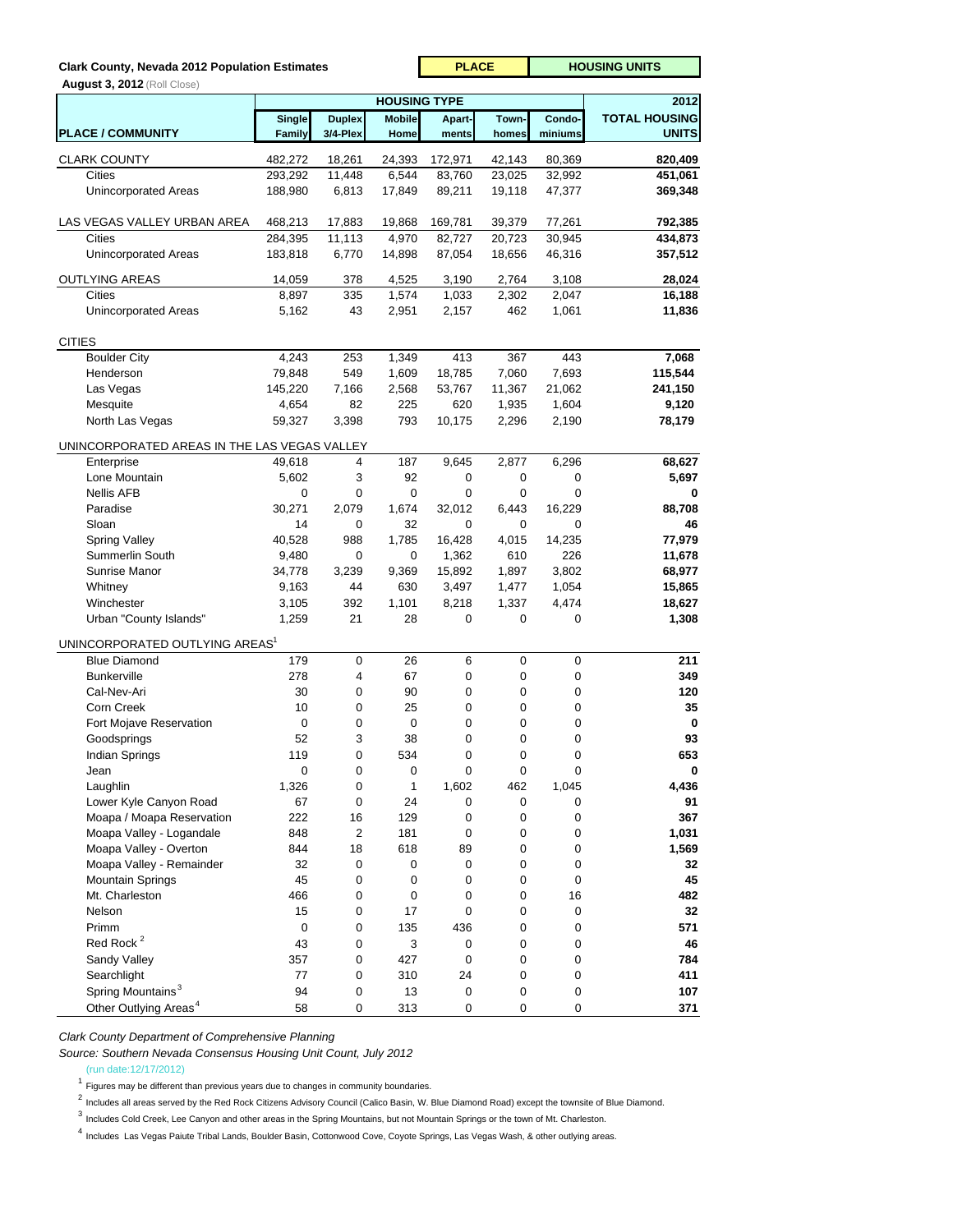**Clark County, Nevada 2012 Population Estimates** | **PLACE** | **HOUSING UNITS**

**August 3, 2012** (Roll Close)

| | HOUSING TYPE | | | | | | 2012 |
|---|---|---|---|---|---|---|---|
| **PLACE / COMMUNITY** | **Single Family** | **Duplex 3/4-Plex** | **Mobile Home** | **Apart-ments** | **Town-homes** | **Condo-miniums** | **TOTAL HOUSING UNITS** |
| CLARK COUNTY | 482,272 | 18,261 | 24,393 | 172,971 | 42,143 | 80,369 | **820,409** |
| Cities | 293,292 | 11,448 | 6,544 | 83,760 | 23,025 | 32,992 | **451,061** |
| Unincorporated Areas | 188,980 | 6,813 | 17,849 | 89,211 | 19,118 | 47,377 | **369,348** |
| LAS VEGAS VALLEY URBAN AREA | 468,213 | 17,883 | 19,868 | 169,781 | 39,379 | 77,261 | **792,385** |
| Cities | 284,395 | 11,113 | 4,970 | 82,727 | 20,723 | 30,945 | **434,873** |
| Unincorporated Areas | 183,818 | 6,770 | 14,898 | 87,054 | 18,656 | 46,316 | **357,512** |
| OUTLYING AREAS | 14,059 | 378 | 4,525 | 3,190 | 2,764 | 3,108 | **28,024** |
| Cities | 8,897 | 335 | 1,574 | 1,033 | 2,302 | 2,047 | **16,188** |
| Unincorporated Areas | 5,162 | 43 | 2,951 | 2,157 | 462 | 1,061 | **11,836** |
| CITIES | | | | | | | |
| Boulder City | 4,243 | 253 | 1,349 | 413 | 367 | 443 | **7,068** |
| Henderson | 79,848 | 549 | 1,609 | 18,785 | 7,060 | 7,693 | **115,544** |
| Las Vegas | 145,220 | 7,166 | 2,568 | 53,767 | 11,367 | 21,062 | **241,150** |
| Mesquite | 4,654 | 82 | 225 | 620 | 1,935 | 1,604 | **9,120** |
| North Las Vegas | 59,327 | 3,398 | 793 | 10,175 | 2,296 | 2,190 | **78,179** |
| UNINCORPORATED AREAS IN THE LAS VEGAS VALLEY | | | | | | | |
| Enterprise | 49,618 | 4 | 187 | 9,645 | 2,877 | 6,296 | **68,627** |
| Lone Mountain | 5,602 | 3 | 92 | 0 | 0 | 0 | **5,697** |
| Nellis AFB | 0 | 0 | 0 | 0 | 0 | 0 | **0** |
| Paradise | 30,271 | 2,079 | 1,674 | 32,012 | 6,443 | 16,229 | **88,708** |
| Sloan | 14 | 0 | 32 | 0 | 0 | 0 | **46** |
| Spring Valley | 40,528 | 988 | 1,785 | 16,428 | 4,015 | 14,235 | **77,979** |
| Summerlin South | 9,480 | 0 | 0 | 1,362 | 610 | 226 | **11,678** |
| Sunrise Manor | 34,778 | 3,239 | 9,369 | 15,892 | 1,897 | 3,802 | **68,977** |
| Whitney | 9,163 | 44 | 630 | 3,497 | 1,477 | 1,054 | **15,865** |
| Winchester | 3,105 | 392 | 1,101 | 8,218 | 1,337 | 4,474 | **18,627** |
| Urban "County Islands" | 1,259 | 21 | 28 | 0 | 0 | 0 | **1,308** |
| UNINCORPORATED OUTLYING AREAS[1] | | | | | | | |
| Blue Diamond | 179 | 0 | 26 | 6 | 0 | 0 | **211** |
| Bunkerville | 278 | 4 | 67 | 0 | 0 | 0 | **349** |
| Cal-Nev-Ari | 30 | 0 | 90 | 0 | 0 | 0 | **120** |
| Corn Creek | 10 | 0 | 25 | 0 | 0 | 0 | **35** |
| Fort Mojave Reservation | 0 | 0 | 0 | 0 | 0 | 0 | **0** |
| Goodsprings | 52 | 3 | 38 | 0 | 0 | 0 | **93** |
| Indian Springs | 119 | 0 | 534 | 0 | 0 | 0 | **653** |
| Jean | 0 | 0 | 0 | 0 | 0 | 0 | **0** |
| Laughlin | 1,326 | 0 | 1 | 1,602 | 462 | 1,045 | **4,436** |
| Lower Kyle Canyon Road | 67 | 0 | 24 | 0 | 0 | 0 | **91** |
| Moapa / Moapa Reservation | 222 | 16 | 129 | 0 | 0 | 0 | **367** |
| Moapa Valley - Logandale | 848 | 2 | 181 | 0 | 0 | 0 | **1,031** |
| Moapa Valley - Overton | 844 | 18 | 618 | 89 | 0 | 0 | **1,569** |
| Moapa Valley - Remainder | 32 | 0 | 0 | 0 | 0 | 0 | **32** |
| Mountain Springs | 45 | 0 | 0 | 0 | 0 | 0 | **45** |
| Mt. Charleston | 466 | 0 | 0 | 0 | 0 | 16 | **482** |
| Nelson | 15 | 0 | 17 | 0 | 0 | 0 | **32** |
| Primm | 0 | 0 | 135 | 436 | 0 | 0 | **571** |
| Red Rock[2] | 43 | 0 | 3 | 0 | 0 | 0 | **46** |
| Sandy Valley | 357 | 0 | 427 | 0 | 0 | 0 | **784** |
| Searchlight | 77 | 0 | 310 | 24 | 0 | 0 | **411** |
| Spring Mountains[3] | 94 | 0 | 13 | 0 | 0 | 0 | **107** |
| Other Outlying Areas[4] | 58 | 0 | 313 | 0 | 0 | 0 | **371** |

*Clark County Department of Comprehensive Planning*

*Source: Southern Nevada Consensus Housing Unit Count, July 2012*

(run date:12/17/2012)

[1] Figures may be different than previous years due to changes in community boundaries.

[2] Includes all areas served by the Red Rock Citizens Advisory Council (Calico Basin, W. Blue Diamond Road) except the townsite of Blue Diamond.

[3] Includes Cold Creek, Lee Canyon and other areas in the Spring Mountains, but not Mountain Springs or the town of Mt. Charleston.

[4] Includes Las Vegas Paiute Tribal Lands, Boulder Basin, Cottonwood Cove, Coyote Springs, Las Vegas Wash, & other outlying areas.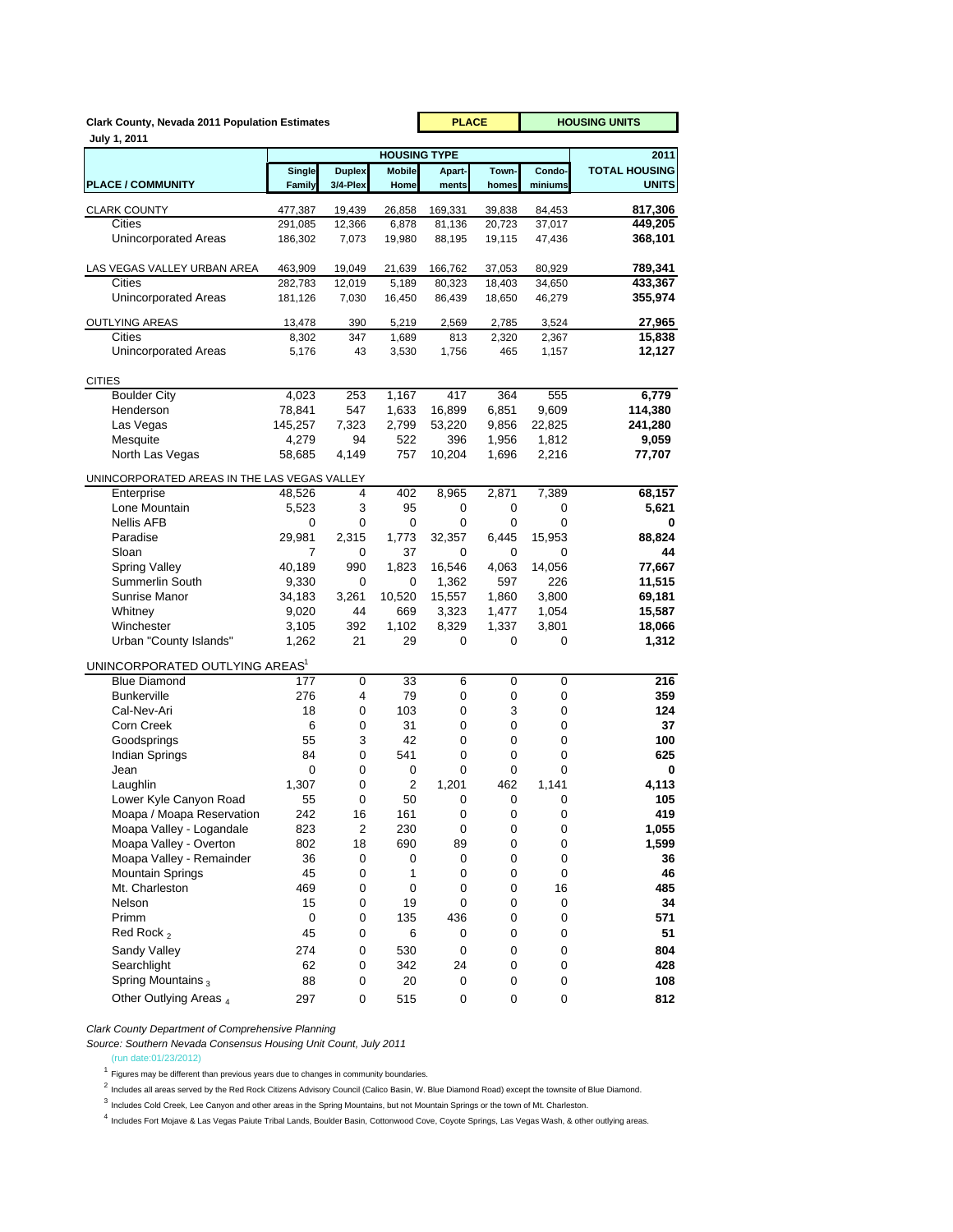**Clark County, Nevada 2011 Population Estimates** | **PLACE** | **HOUSING UNITS**

**July 1, 2011**

| | HOUSING TYPE | | | | | | 2011 |
|---|---|---|---|---|---|---|---|
| **PLACE / COMMUNITY** | **Single Family** | **Duplex 3/4-Plex** | **Mobile Home** | **Apart-ments** | **Town-homes** | **Condo-miniums** | **TOTAL HOUSING UNITS** |
| CLARK COUNTY | 477,387 | 19,439 | 26,858 | 169,331 | 39,838 | 84,453 | **817,306** |
| Cities | 291,085 | 12,366 | 6,878 | 81,136 | 20,723 | 37,017 | **449,205** |
| Unincorporated Areas | 186,302 | 7,073 | 19,980 | 88,195 | 19,115 | 47,436 | **368,101** |
| LAS VEGAS VALLEY URBAN AREA | 463,909 | 19,049 | 21,639 | 166,762 | 37,053 | 80,929 | **789,341** |
| Cities | 282,783 | 12,019 | 5,189 | 80,323 | 18,403 | 34,650 | **433,367** |
| Unincorporated Areas | 181,126 | 7,030 | 16,450 | 86,439 | 18,650 | 46,279 | **355,974** |
| OUTLYING AREAS | 13,478 | 390 | 5,219 | 2,569 | 2,785 | 3,524 | **27,965** |
| Cities | 8,302 | 347 | 1,689 | 813 | 2,320 | 2,367 | **15,838** |
| Unincorporated Areas | 5,176 | 43 | 3,530 | 1,756 | 465 | 1,157 | **12,127** |
| CITIES | | | | | | | |
| Boulder City | 4,023 | 253 | 1,167 | 417 | 364 | 555 | **6,779** |
| Henderson | 78,841 | 547 | 1,633 | 16,899 | 6,851 | 9,609 | **114,380** |
| Las Vegas | 145,257 | 7,323 | 2,799 | 53,220 | 9,856 | 22,825 | **241,280** |
| Mesquite | 4,279 | 94 | 522 | 396 | 1,956 | 1,812 | **9,059** |
| North Las Vegas | 58,685 | 4,149 | 757 | 10,204 | 1,696 | 2,216 | **77,707** |
| UNINCORPORATED AREAS IN THE LAS VEGAS VALLEY | | | | | | | |
| Enterprise | 48,526 | 4 | 402 | 8,965 | 2,871 | 7,389 | **68,157** |
| Lone Mountain | 5,523 | 3 | 95 | 0 | 0 | 0 | **5,621** |
| Nellis AFB | 0 | 0 | 0 | 0 | 0 | 0 | **0** |
| Paradise | 29,981 | 2,315 | 1,773 | 32,357 | 6,445 | 15,953 | **88,824** |
| Sloan | 7 | 0 | 37 | 0 | 0 | 0 | **44** |
| Spring Valley | 40,189 | 990 | 1,823 | 16,546 | 4,063 | 14,056 | **77,667** |
| Summerlin South | 9,330 | 0 | 0 | 1,362 | 597 | 226 | **11,515** |
| Sunrise Manor | 34,183 | 3,261 | 10,520 | 15,557 | 1,860 | 3,800 | **69,181** |
| Whitney | 9,020 | 44 | 669 | 3,323 | 1,477 | 1,054 | **15,587** |
| Winchester | 3,105 | 392 | 1,102 | 8,329 | 1,337 | 3,801 | **18,066** |
| Urban "County Islands" | 1,262 | 21 | 29 | 0 | 0 | 0 | **1,312** |
| UNINCORPORATED OUTLYING AREAS[1] | | | | | | | |
| Blue Diamond | 177 | 0 | 33 | 6 | 0 | 0 | **216** |
| Bunkerville | 276 | 4 | 79 | 0 | 0 | 0 | **359** |
| Cal-Nev-Ari | 18 | 0 | 103 | 0 | 3 | 0 | **124** |
| Corn Creek | 6 | 0 | 31 | 0 | 0 | 0 | **37** |
| Goodsprings | 55 | 3 | 42 | 0 | 0 | 0 | **100** |
| Indian Springs | 84 | 0 | 541 | 0 | 0 | 0 | **625** |
| Jean | 0 | 0 | 0 | 0 | 0 | 0 | **0** |
| Laughlin | 1,307 | 0 | 2 | 1,201 | 462 | 1,141 | **4,113** |
| Lower Kyle Canyon Road | 55 | 0 | 50 | 0 | 0 | 0 | **105** |
| Moapa / Moapa Reservation | 242 | 16 | 161 | 0 | 0 | 0 | **419** |
| Moapa Valley - Logandale | 823 | 2 | 230 | 0 | 0 | 0 | **1,055** |
| Moapa Valley - Overton | 802 | 18 | 690 | 89 | 0 | 0 | **1,599** |
| Moapa Valley - Remainder | 36 | 0 | 0 | 0 | 0 | 0 | **36** |
| Mountain Springs | 45 | 0 | 1 | 0 | 0 | 0 | **46** |
| Mt. Charleston | 469 | 0 | 0 | 0 | 0 | 16 | **485** |
| Nelson | 15 | 0 | 19 | 0 | 0 | 0 | **34** |
| Primm | 0 | 0 | 135 | 436 | 0 | 0 | **571** |
| Red Rock [2] | 45 | 0 | 6 | 0 | 0 | 0 | **51** |
| Sandy Valley | 274 | 0 | 530 | 0 | 0 | 0 | **804** |
| Searchlight | 62 | 0 | 342 | 24 | 0 | 0 | **428** |
| Spring Mountains [3] | 88 | 0 | 20 | 0 | 0 | 0 | **108** |
| Other Outlying Areas [4] | 297 | 0 | 515 | 0 | 0 | 0 | **812** |

*Clark County Department of Comprehensive Planning*

*Source: Southern Nevada Consensus Housing Unit Count, July 2011*

(run date:01/23/2012)

[1] Figures may be different than previous years due to changes in community boundaries.

[2] Includes all areas served by the Red Rock Citizens Advisory Council (Calico Basin, W. Blue Diamond Road) except the townsite of Blue Diamond.

[3] Includes Cold Creek, Lee Canyon and other areas in the Spring Mountains, but not Mountain Springs or the town of Mt. Charleston.

[4] Includes Fort Mojave & Las Vegas Paiute Tribal Lands, Boulder Basin, Cottonwood Cove, Coyote Springs, Las Vegas Wash, & other outlying areas.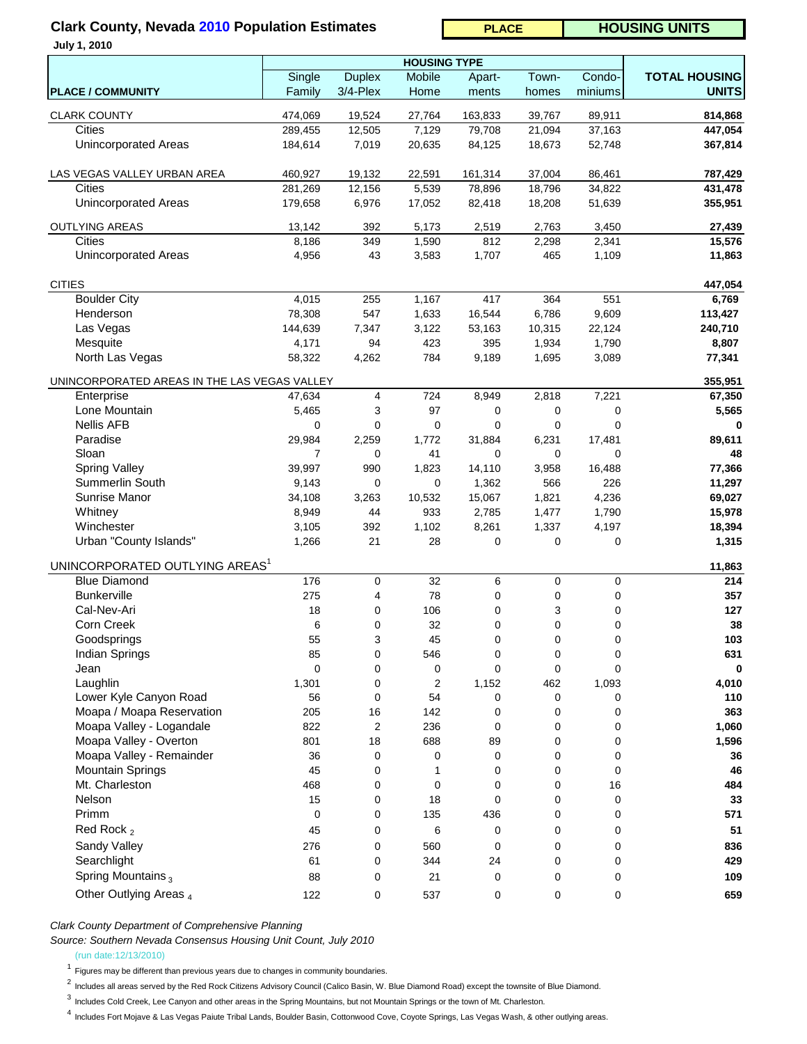# Clark County, Nevada 2010 Population Estimates

**July 1, 2010**

**PLACE** | **HOUSING UNITS**

| PLACE / COMMUNITY | Single Family | Duplex 3/4-Plex | Mobile Home | Apart-ments | Town-homes | Condo-miniums | TOTAL HOUSING UNITS |
|---|---|---|---|---|---|---|---|
| | HOUSING TYPE | | | | | | |
| CLARK COUNTY | 474,069 | 19,524 | 27,764 | 163,833 | 39,767 | 89,911 | **814,868** |
| Cities | 289,455 | 12,505 | 7,129 | 79,708 | 21,094 | 37,163 | **447,054** |
| Unincorporated Areas | 184,614 | 7,019 | 20,635 | 84,125 | 18,673 | 52,748 | **367,814** |
| LAS VEGAS VALLEY URBAN AREA | 460,927 | 19,132 | 22,591 | 161,314 | 37,004 | 86,461 | **787,429** |
| Cities | 281,269 | 12,156 | 5,539 | 78,896 | 18,796 | 34,822 | **431,478** |
| Unincorporated Areas | 179,658 | 6,976 | 17,052 | 82,418 | 18,208 | 51,639 | **355,951** |
| OUTLYING AREAS | 13,142 | 392 | 5,173 | 2,519 | 2,763 | 3,450 | **27,439** |
| Cities | 8,186 | 349 | 1,590 | 812 | 2,298 | 2,341 | **15,576** |
| Unincorporated Areas | 4,956 | 43 | 3,583 | 1,707 | 465 | 1,109 | **11,863** |
| CITIES | | | | | | | **447,054** |
| Boulder City | 4,015 | 255 | 1,167 | 417 | 364 | 551 | **6,769** |
| Henderson | 78,308 | 547 | 1,633 | 16,544 | 6,786 | 9,609 | **113,427** |
| Las Vegas | 144,639 | 7,347 | 3,122 | 53,163 | 10,315 | 22,124 | **240,710** |
| Mesquite | 4,171 | 94 | 423 | 395 | 1,934 | 1,790 | **8,807** |
| North Las Vegas | 58,322 | 4,262 | 784 | 9,189 | 1,695 | 3,089 | **77,341** |
| UNINCORPORATED AREAS IN THE LAS VEGAS VALLEY | | | | | | | **355,951** |
| Enterprise | 47,634 | 4 | 724 | 8,949 | 2,818 | 7,221 | **67,350** |
| Lone Mountain | 5,465 | 3 | 97 | 0 | 0 | 0 | **5,565** |
| Nellis AFB | 0 | 0 | 0 | 0 | 0 | 0 | **0** |
| Paradise | 29,984 | 2,259 | 1,772 | 31,884 | 6,231 | 17,481 | **89,611** |
| Sloan | 7 | 0 | 41 | 0 | 0 | 0 | **48** |
| Spring Valley | 39,997 | 990 | 1,823 | 14,110 | 3,958 | 16,488 | **77,366** |
| Summerlin South | 9,143 | 0 | 0 | 1,362 | 566 | 226 | **11,297** |
| Sunrise Manor | 34,108 | 3,263 | 10,532 | 15,067 | 1,821 | 4,236 | **69,027** |
| Whitney | 8,949 | 44 | 933 | 2,785 | 1,477 | 1,790 | **15,978** |
| Winchester | 3,105 | 392 | 1,102 | 8,261 | 1,337 | 4,197 | **18,394** |
| Urban "County Islands" | 1,266 | 21 | 28 | 0 | 0 | 0 | **1,315** |
| UNINCORPORATED OUTLYING AREAS[1] | | | | | | | **11,863** |
| Blue Diamond | 176 | 0 | 32 | 6 | 0 | 0 | **214** |
| Bunkerville | 275 | 4 | 78 | 0 | 0 | 0 | **357** |
| Cal-Nev-Ari | 18 | 0 | 106 | 0 | 3 | 0 | **127** |
| Corn Creek | 6 | 0 | 32 | 0 | 0 | 0 | **38** |
| Goodsprings | 55 | 3 | 45 | 0 | 0 | 0 | **103** |
| Indian Springs | 85 | 0 | 546 | 0 | 0 | 0 | **631** |
| Jean | 0 | 0 | 0 | 0 | 0 | 0 | **0** |
| Laughlin | 1,301 | 0 | 2 | 1,152 | 462 | 1,093 | **4,010** |
| Lower Kyle Canyon Road | 56 | 0 | 54 | 0 | 0 | 0 | **110** |
| Moapa / Moapa Reservation | 205 | 16 | 142 | 0 | 0 | 0 | **363** |
| Moapa Valley - Logandale | 822 | 2 | 236 | 0 | 0 | 0 | **1,060** |
| Moapa Valley - Overton | 801 | 18 | 688 | 89 | 0 | 0 | **1,596** |
| Moapa Valley - Remainder | 36 | 0 | 0 | 0 | 0 | 0 | **36** |
| Mountain Springs | 45 | 0 | 1 | 0 | 0 | 0 | **46** |
| Mt. Charleston | 468 | 0 | 0 | 0 | 0 | 16 | **484** |
| Nelson | 15 | 0 | 18 | 0 | 0 | 0 | **33** |
| Primm | 0 | 0 | 135 | 436 | 0 | 0 | **571** |
| Red Rock [2] | 45 | 0 | 6 | 0 | 0 | 0 | **51** |
| Sandy Valley | 276 | 0 | 560 | 0 | 0 | 0 | **836** |
| Searchlight | 61 | 0 | 344 | 24 | 0 | 0 | **429** |
| Spring Mountains [3] | 88 | 0 | 21 | 0 | 0 | 0 | **109** |
| Other Outlying Areas [4] | 122 | 0 | 537 | 0 | 0 | 0 | **659** |

*Clark County Department of Comprehensive Planning*

*Source: Southern Nevada Consensus Housing Unit Count, July 2010*

(run date:12/13/2010)

[1] Figures may be different than previous years due to changes in community boundaries.

[2] Includes all areas served by the Red Rock Citizens Advisory Council (Calico Basin, W. Blue Diamond Road) except the townsite of Blue Diamond.

[3] Includes Cold Creek, Lee Canyon and other areas in the Spring Mountains, but not Mountain Springs or the town of Mt. Charleston.

[4] Includes Fort Mojave & Las Vegas Paiute Tribal Lands, Boulder Basin, Cottonwood Cove, Coyote Springs, Las Vegas Wash, & other outlying areas.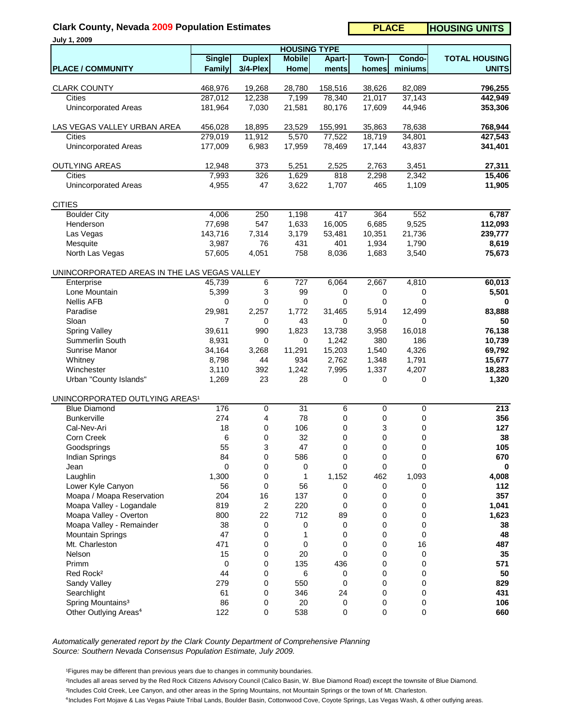## Clark County, Nevada 2009 Population Estimates

**PLACE** | **HOUSING UNITS**

**July 1, 2009**

| PLACE / COMMUNITY | HOUSING TYPE | | | | | | TOTAL HOUSING UNITS |
|---|---|---|---|---|---|---|---|
| | Single Family | Duplex 3/4-Plex | Mobile Home | Apart-ments | Town-homes | Condo-miniums | |
| CLARK COUNTY | 468,976 | 19,268 | 28,780 | 158,516 | 38,626 | 82,089 | **796,255** |
| Cities | 287,012 | 12,238 | 7,199 | 78,340 | 21,017 | 37,143 | **442,949** |
| Unincorporated Areas | 181,964 | 7,030 | 21,581 | 80,176 | 17,609 | 44,946 | **353,306** |
| LAS VEGAS VALLEY URBAN AREA | 456,028 | 18,895 | 23,529 | 155,991 | 35,863 | 78,638 | **768,944** |
| Cities | 279,019 | 11,912 | 5,570 | 77,522 | 18,719 | 34,801 | **427,543** |
| Unincorporated Areas | 177,009 | 6,983 | 17,959 | 78,469 | 17,144 | 43,837 | **341,401** |
| OUTLYING AREAS | 12,948 | 373 | 5,251 | 2,525 | 2,763 | 3,451 | **27,311** |
| Cities | 7,993 | 326 | 1,629 | 818 | 2,298 | 2,342 | **15,406** |
| Unincorporated Areas | 4,955 | 47 | 3,622 | 1,707 | 465 | 1,109 | **11,905** |
| CITIES | | | | | | | |
| Boulder City | 4,006 | 250 | 1,198 | 417 | 364 | 552 | **6,787** |
| Henderson | 77,698 | 547 | 1,633 | 16,005 | 6,685 | 9,525 | **112,093** |
| Las Vegas | 143,716 | 7,314 | 3,179 | 53,481 | 10,351 | 21,736 | **239,777** |
| Mesquite | 3,987 | 76 | 431 | 401 | 1,934 | 1,790 | **8,619** |
| North Las Vegas | 57,605 | 4,051 | 758 | 8,036 | 1,683 | 3,540 | **75,673** |
| UNINCORPORATED AREAS IN THE LAS VEGAS VALLEY | | | | | | | |
| Enterprise | 45,739 | 6 | 727 | 6,064 | 2,667 | 4,810 | **60,013** |
| Lone Mountain | 5,399 | 3 | 99 | 0 | 0 | 0 | **5,501** |
| Nellis AFB | 0 | 0 | 0 | 0 | 0 | 0 | **0** |
| Paradise | 29,981 | 2,257 | 1,772 | 31,465 | 5,914 | 12,499 | **83,888** |
| Sloan | 7 | 0 | 43 | 0 | 0 | 0 | **50** |
| Spring Valley | 39,611 | 990 | 1,823 | 13,738 | 3,958 | 16,018 | **76,138** |
| Summerlin South | 8,931 | 0 | 0 | 1,242 | 380 | 186 | **10,739** |
| Sunrise Manor | 34,164 | 3,268 | 11,291 | 15,203 | 1,540 | 4,326 | **69,792** |
| Whitney | 8,798 | 44 | 934 | 2,762 | 1,348 | 1,791 | **15,677** |
| Winchester | 3,110 | 392 | 1,242 | 7,995 | 1,337 | 4,207 | **18,283** |
| Urban "County Islands" | 1,269 | 23 | 28 | 0 | 0 | 0 | **1,320** |
| UNINCORPORATED OUTLYING AREAS[1] | | | | | | | |
| Blue Diamond | 176 | 0 | 31 | 6 | 0 | 0 | **213** |
| Bunkerville | 274 | 4 | 78 | 0 | 0 | 0 | **356** |
| Cal-Nev-Ari | 18 | 0 | 106 | 0 | 3 | 0 | **127** |
| Corn Creek | 6 | 0 | 32 | 0 | 0 | 0 | **38** |
| Goodsprings | 55 | 3 | 47 | 0 | 0 | 0 | **105** |
| Indian Springs | 84 | 0 | 586 | 0 | 0 | 0 | **670** |
| Jean | 0 | 0 | 0 | 0 | 0 | 0 | **0** |
| Laughlin | 1,300 | 0 | 1 | 1,152 | 462 | 1,093 | **4,008** |
| Lower Kyle Canyon | 56 | 0 | 56 | 0 | 0 | 0 | **112** |
| Moapa / Moapa Reservation | 204 | 16 | 137 | 0 | 0 | 0 | **357** |
| Moapa Valley - Logandale | 819 | 2 | 220 | 0 | 0 | 0 | **1,041** |
| Moapa Valley - Overton | 800 | 22 | 712 | 89 | 0 | 0 | **1,623** |
| Moapa Valley - Remainder | 38 | 0 | 0 | 0 | 0 | 0 | **38** |
| Mountain Springs | 47 | 0 | 1 | 0 | 0 | 0 | **48** |
| Mt. Charleston | 471 | 0 | 0 | 0 | 0 | 16 | **487** |
| Nelson | 15 | 0 | 20 | 0 | 0 | 0 | **35** |
| Primm | 0 | 0 | 135 | 436 | 0 | 0 | **571** |
| Red Rock[2] | 44 | 0 | 6 | 0 | 0 | 0 | **50** |
| Sandy Valley | 279 | 0 | 550 | 0 | 0 | 0 | **829** |
| Searchlight | 61 | 0 | 346 | 24 | 0 | 0 | **431** |
| Spring Mountains[3] | 86 | 0 | 20 | 0 | 0 | 0 | **106** |
| Other Outlying Areas[4] | 122 | 0 | 538 | 0 | 0 | 0 | **660** |

*Automatically generated report by the Clark County Department of Comprehensive Planning*
*Source: Southern Nevada Consensus Population Estimate, July 2009.*

[1]Figures may be different than previous years due to changes in community boundaries.

[2]Includes all areas served by the Red Rock Citizens Advisory Council (Calico Basin, W. Blue Diamond Road) except the townsite of Blue Diamond.

[3]Includes Cold Creek, Lee Canyon, and other areas in the Spring Mountains, not Mountain Springs or the town of Mt. Charleston.

[4]Includes Fort Mojave & Las Vegas Paiute Tribal Lands, Boulder Basin, Cottonwood Cove, Coyote Springs, Las Vegas Wash, & other outlying areas.